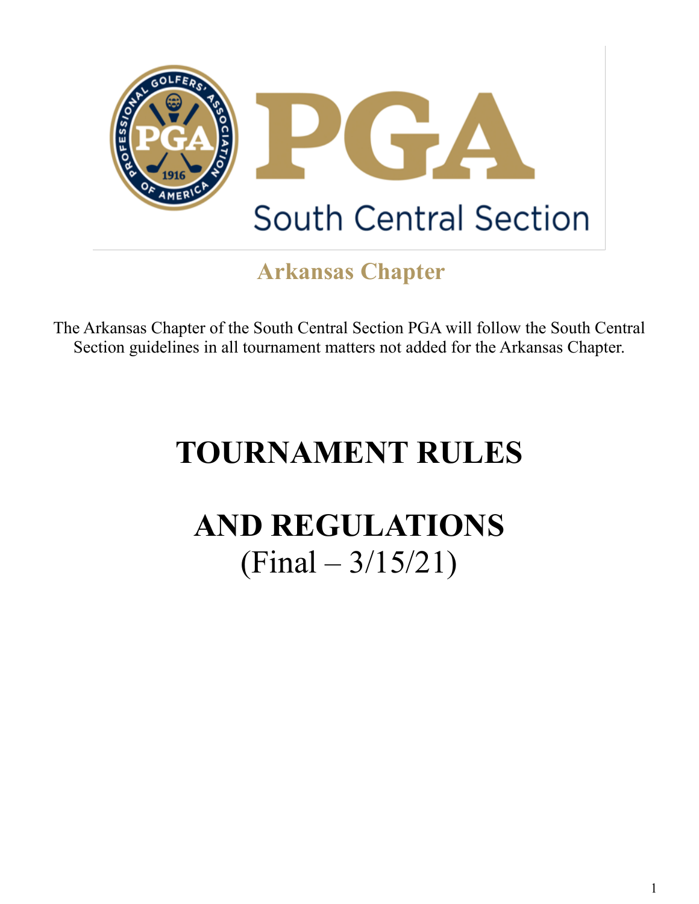PGA South Central Section

## Arkansas Chapter

The Arkansas Chapter of the South Central Section PGA will follow the South Central Section guidelines in all tournament matters not added for the Arkansas Chapter.

# TOURNAMENT RULES

# AND REGULATIONS

(Final – 3/15/21)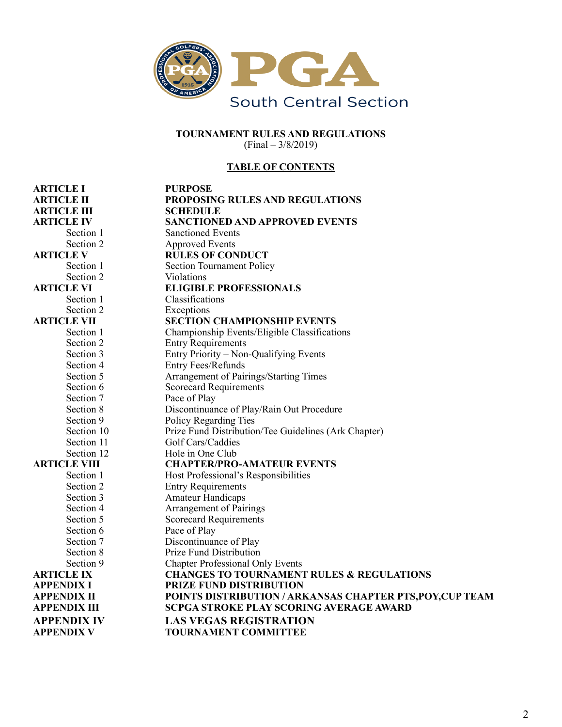PGA South Central Section

**TOURNAMENT RULES AND REGULATIONS**
(Final – 3/8/2019)

**TABLE OF CONTENTS**

| | |
|---|---|
| **ARTICLE I** | **PURPOSE** |
| **ARTICLE II** | **PROPOSING RULES AND REGULATIONS** |
| **ARTICLE III** | **SCHEDULE** |
| **ARTICLE IV** | **SANCTIONED AND APPROVED EVENTS** |
| Section 1 | Sanctioned Events |
| Section 2 | Approved Events |
| **ARTICLE V** | **RULES OF CONDUCT** |
| Section 1 | Section Tournament Policy |
| Section 2 | Violations |
| **ARTICLE VI** | **ELIGIBLE PROFESSIONALS** |
| Section 1 | Classifications |
| Section 2 | Exceptions |
| **ARTICLE VII** | **SECTION CHAMPIONSHIP EVENTS** |
| Section 1 | Championship Events/Eligible Classifications |
| Section 2 | Entry Requirements |
| Section 3 | Entry Priority – Non-Qualifying Events |
| Section 4 | Entry Fees/Refunds |
| Section 5 | Arrangement of Pairings/Starting Times |
| Section 6 | Scorecard Requirements |
| Section 7 | Pace of Play |
| Section 8 | Discontinuance of Play/Rain Out Procedure |
| Section 9 | Policy Regarding Ties |
| Section 10 | Prize Fund Distribution/Tee Guidelines (Ark Chapter) |
| Section 11 | Golf Cars/Caddies |
| Section 12 | Hole in One Club |
| **ARTICLE VIII** | **CHAPTER/PRO-AMATEUR EVENTS** |
| Section 1 | Host Professional's Responsibilities |
| Section 2 | Entry Requirements |
| Section 3 | Amateur Handicaps |
| Section 4 | Arrangement of Pairings |
| Section 5 | Scorecard Requirements |
| Section 6 | Pace of Play |
| Section 7 | Discontinuance of Play |
| Section 8 | Prize Fund Distribution |
| Section 9 | Chapter Professional Only Events |
| **ARTICLE IX** | **CHANGES TO TOURNAMENT RULES & REGULATIONS** |
| **APPENDIX I** | **PRIZE FUND DISTRIBUTION** |
| **APPENDIX II** | **POINTS DISTRIBUTION / ARKANSAS CHAPTER PTS,POY,CUP TEAM** |
| **APPENDIX III** | **SCPGA STROKE PLAY SCORING AVERAGE AWARD** |
| **APPENDIX IV** | **LAS VEGAS REGISTRATION** |
| **APPENDIX V** | **TOURNAMENT COMMITTEE** |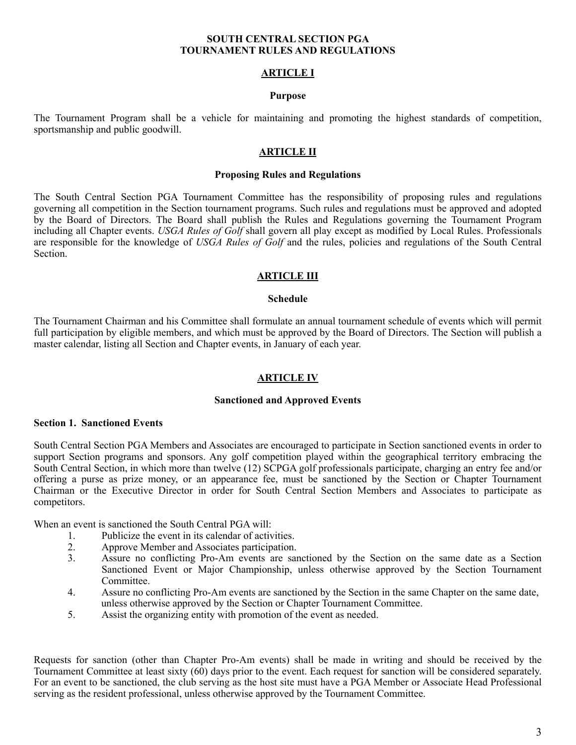# SOUTH CENTRAL SECTION PGA
# TOURNAMENT RULES AND REGULATIONS

## ARTICLE I

### Purpose

The Tournament Program shall be a vehicle for maintaining and promoting the highest standards of competition, sportsmanship and public goodwill.

## ARTICLE II

### Proposing Rules and Regulations

The South Central Section PGA Tournament Committee has the responsibility of proposing rules and regulations governing all competition in the Section tournament programs. Such rules and regulations must be approved and adopted by the Board of Directors. The Board shall publish the Rules and Regulations governing the Tournament Program including all Chapter events. *USGA Rules of Golf* shall govern all play except as modified by Local Rules. Professionals are responsible for the knowledge of *USGA Rules of Golf* and the rules, policies and regulations of the South Central Section.

## ARTICLE III

### Schedule

The Tournament Chairman and his Committee shall formulate an annual tournament schedule of events which will permit full participation by eligible members, and which must be approved by the Board of Directors. The Section will publish a master calendar, listing all Section and Chapter events, in January of each year.

## ARTICLE IV

### Sanctioned and Approved Events

**Section 1. Sanctioned Events**

South Central Section PGA Members and Associates are encouraged to participate in Section sanctioned events in order to support Section programs and sponsors. Any golf competition played within the geographical territory embracing the South Central Section, in which more than twelve (12) SCPGA golf professionals participate, charging an entry fee and/or offering a purse as prize money, or an appearance fee, must be sanctioned by the Section or Chapter Tournament Chairman or the Executive Director in order for South Central Section Members and Associates to participate as competitors.

When an event is sanctioned the South Central PGA will:

1. Publicize the event in its calendar of activities.
2. Approve Member and Associates participation.
3. Assure no conflicting Pro-Am events are sanctioned by the Section on the same date as a Section Sanctioned Event or Major Championship, unless otherwise approved by the Section Tournament Committee.
4. Assure no conflicting Pro-Am events are sanctioned by the Section in the same Chapter on the same date, unless otherwise approved by the Section or Chapter Tournament Committee.
5. Assist the organizing entity with promotion of the event as needed.

Requests for sanction (other than Chapter Pro-Am events) shall be made in writing and should be received by the Tournament Committee at least sixty (60) days prior to the event. Each request for sanction will be considered separately. For an event to be sanctioned, the club serving as the host site must have a PGA Member or Associate Head Professional serving as the resident professional, unless otherwise approved by the Tournament Committee.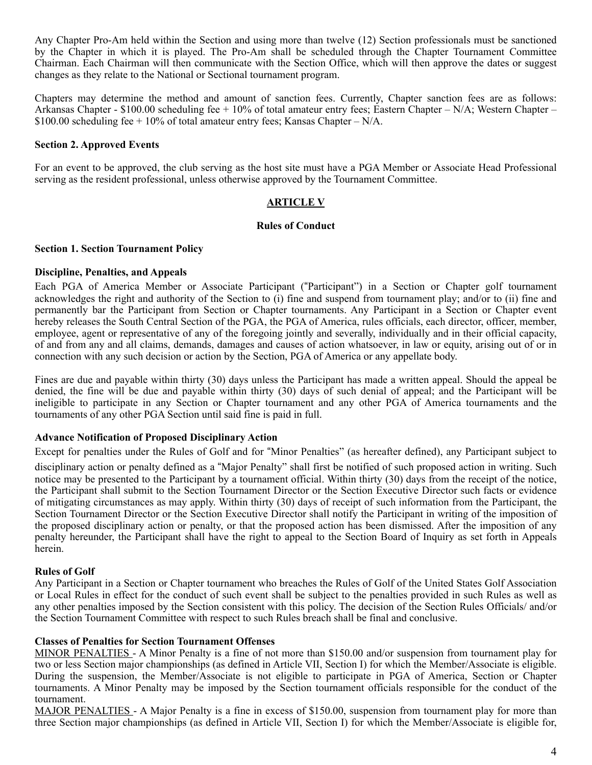Any Chapter Pro-Am held within the Section and using more than twelve (12) Section professionals must be sanctioned by the Chapter in which it is played. The Pro-Am shall be scheduled through the Chapter Tournament Committee Chairman. Each Chairman will then communicate with the Section Office, which will then approve the dates or suggest changes as they relate to the National or Sectional tournament program.

Chapters may determine the method and amount of sanction fees. Currently, Chapter sanction fees are as follows: Arkansas Chapter - $100.00 scheduling fee + 10% of total amateur entry fees; Eastern Chapter – N/A; Western Chapter – $100.00 scheduling fee + 10% of total amateur entry fees; Kansas Chapter – N/A.

**Section 2. Approved Events**

For an event to be approved, the club serving as the host site must have a PGA Member or Associate Head Professional serving as the resident professional, unless otherwise approved by the Tournament Committee.

## ARTICLE V

### Rules of Conduct

**Section 1. Section Tournament Policy**

**Discipline, Penalties, and Appeals**

Each PGA of America Member or Associate Participant ("Participant") in a Section or Chapter golf tournament acknowledges the right and authority of the Section to (i) fine and suspend from tournament play; and/or to (ii) fine and permanently bar the Participant from Section or Chapter tournaments. Any Participant in a Section or Chapter event hereby releases the South Central Section of the PGA, the PGA of America, rules officials, each director, officer, member, employee, agent or representative of any of the foregoing jointly and severally, individually and in their official capacity, of and from any and all claims, demands, damages and causes of action whatsoever, in law or equity, arising out of or in connection with any such decision or action by the Section, PGA of America or any appellate body.

Fines are due and payable within thirty (30) days unless the Participant has made a written appeal. Should the appeal be denied, the fine will be due and payable within thirty (30) days of such denial of appeal; and the Participant will be ineligible to participate in any Section or Chapter tournament and any other PGA of America tournaments and the tournaments of any other PGA Section until said fine is paid in full.

**Advance Notification of Proposed Disciplinary Action**

Except for penalties under the Rules of Golf and for "Minor Penalties" (as hereafter defined), any Participant subject to disciplinary action or penalty defined as a "Major Penalty" shall first be notified of such proposed action in writing. Such notice may be presented to the Participant by a tournament official. Within thirty (30) days from the receipt of the notice, the Participant shall submit to the Section Tournament Director or the Section Executive Director such facts or evidence of mitigating circumstances as may apply. Within thirty (30) days of receipt of such information from the Participant, the Section Tournament Director or the Section Executive Director shall notify the Participant in writing of the imposition of the proposed disciplinary action or penalty, or that the proposed action has been dismissed. After the imposition of any penalty hereunder, the Participant shall have the right to appeal to the Section Board of Inquiry as set forth in Appeals herein.

**Rules of Golf**

Any Participant in a Section or Chapter tournament who breaches the Rules of Golf of the United States Golf Association or Local Rules in effect for the conduct of such event shall be subject to the penalties provided in such Rules as well as any other penalties imposed by the Section consistent with this policy. The decision of the Section Rules Officials/ and/or the Section Tournament Committee with respect to such Rules breach shall be final and conclusive.

**Classes of Penalties for Section Tournament Offenses**

MINOR PENALTIES - A Minor Penalty is a fine of not more than $150.00 and/or suspension from tournament play for two or less Section major championships (as defined in Article VII, Section I) for which the Member/Associate is eligible. During the suspension, the Member/Associate is not eligible to participate in PGA of America, Section or Chapter tournaments. A Minor Penalty may be imposed by the Section tournament officials responsible for the conduct of the tournament.

MAJOR PENALTIES - A Major Penalty is a fine in excess of $150.00, suspension from tournament play for more than three Section major championships (as defined in Article VII, Section I) for which the Member/Associate is eligible for,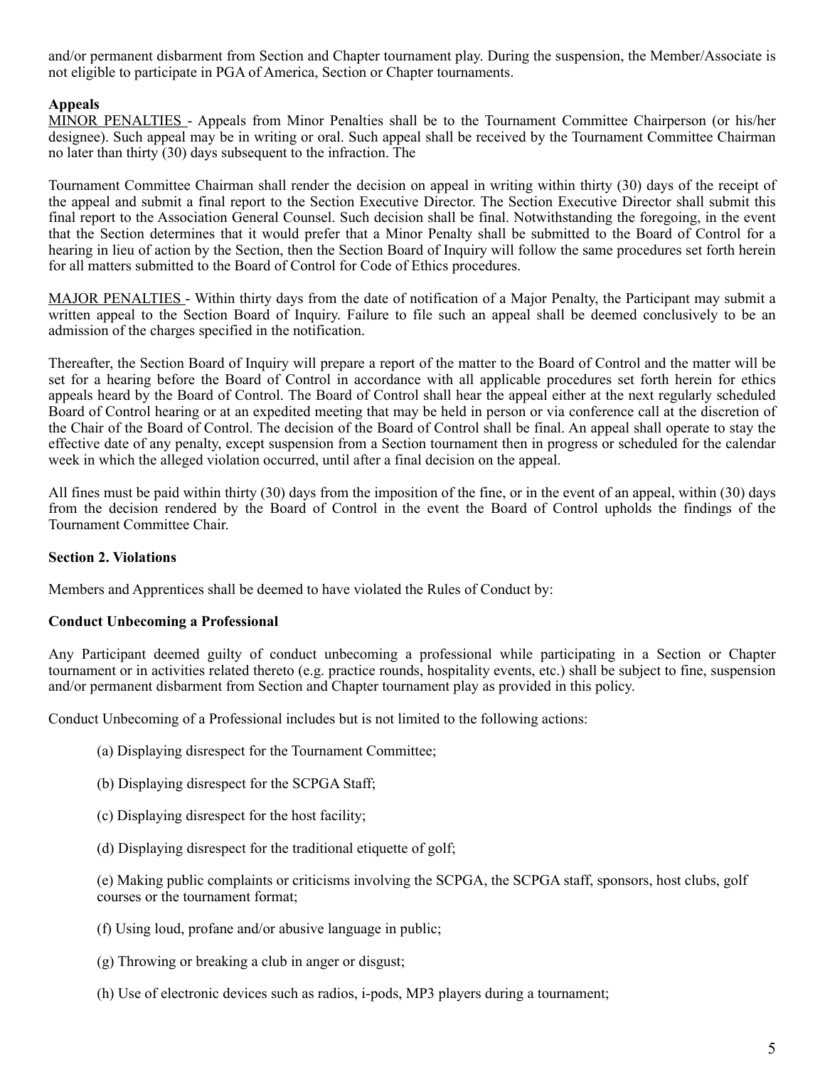and/or permanent disbarment from Section and Chapter tournament play. During the suspension, the Member/Associate is not eligible to participate in PGA of America, Section or Chapter tournaments.

**Appeals**

MINOR PENALTIES - Appeals from Minor Penalties shall be to the Tournament Committee Chairperson (or his/her designee). Such appeal may be in writing or oral. Such appeal shall be received by the Tournament Committee Chairman no later than thirty (30) days subsequent to the infraction. The

Tournament Committee Chairman shall render the decision on appeal in writing within thirty (30) days of the receipt of the appeal and submit a final report to the Section Executive Director. The Section Executive Director shall submit this final report to the Association General Counsel. Such decision shall be final. Notwithstanding the foregoing, in the event that the Section determines that it would prefer that a Minor Penalty shall be submitted to the Board of Control for a hearing in lieu of action by the Section, then the Section Board of Inquiry will follow the same procedures set forth herein for all matters submitted to the Board of Control for Code of Ethics procedures.

MAJOR PENALTIES - Within thirty days from the date of notification of a Major Penalty, the Participant may submit a written appeal to the Section Board of Inquiry. Failure to file such an appeal shall be deemed conclusively to be an admission of the charges specified in the notification.

Thereafter, the Section Board of Inquiry will prepare a report of the matter to the Board of Control and the matter will be set for a hearing before the Board of Control in accordance with all applicable procedures set forth herein for ethics appeals heard by the Board of Control. The Board of Control shall hear the appeal either at the next regularly scheduled Board of Control hearing or at an expedited meeting that may be held in person or via conference call at the discretion of the Chair of the Board of Control. The decision of the Board of Control shall be final. An appeal shall operate to stay the effective date of any penalty, except suspension from a Section tournament then in progress or scheduled for the calendar week in which the alleged violation occurred, until after a final decision on the appeal.

All fines must be paid within thirty (30) days from the imposition of the fine, or in the event of an appeal, within (30) days from the decision rendered by the Board of Control in the event the Board of Control upholds the findings of the Tournament Committee Chair.

**Section 2. Violations**

Members and Apprentices shall be deemed to have violated the Rules of Conduct by:

**Conduct Unbecoming a Professional**

Any Participant deemed guilty of conduct unbecoming a professional while participating in a Section or Chapter tournament or in activities related thereto (e.g. practice rounds, hospitality events, etc.) shall be subject to fine, suspension and/or permanent disbarment from Section and Chapter tournament play as provided in this policy.

Conduct Unbecoming of a Professional includes but is not limited to the following actions:

(a) Displaying disrespect for the Tournament Committee;

(b) Displaying disrespect for the SCPGA Staff;

(c) Displaying disrespect for the host facility;

(d) Displaying disrespect for the traditional etiquette of golf;

(e) Making public complaints or criticisms involving the SCPGA, the SCPGA staff, sponsors, host clubs, golf courses or the tournament format;

(f) Using loud, profane and/or abusive language in public;

(g) Throwing or breaking a club in anger or disgust;

(h) Use of electronic devices such as radios, i-pods, MP3 players during a tournament;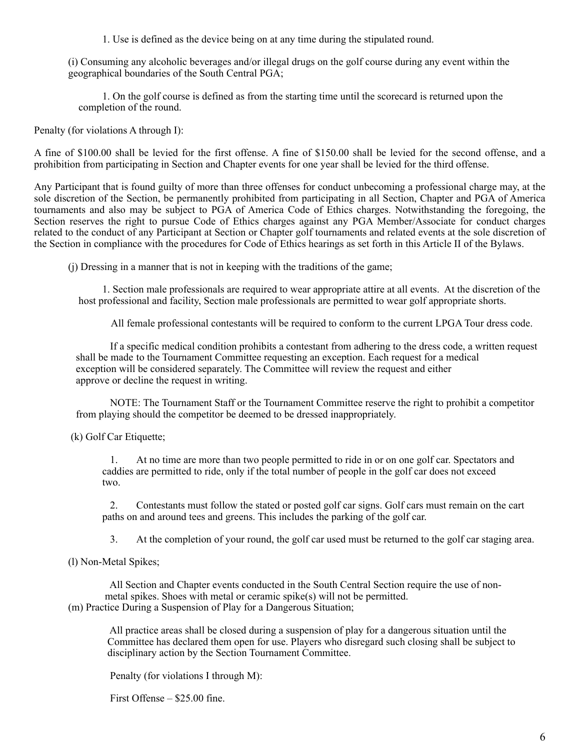1. Use is defined as the device being on at any time during the stipulated round.

(i) Consuming any alcoholic beverages and/or illegal drugs on the golf course during any event within the geographical boundaries of the South Central PGA;

1. On the golf course is defined as from the starting time until the scorecard is returned upon the completion of the round.

Penalty (for violations A through I):

A fine of $100.00 shall be levied for the first offense. A fine of $150.00 shall be levied for the second offense, and a prohibition from participating in Section and Chapter events for one year shall be levied for the third offense.

Any Participant that is found guilty of more than three offenses for conduct unbecoming a professional charge may, at the sole discretion of the Section, be permanently prohibited from participating in all Section, Chapter and PGA of America tournaments and also may be subject to PGA of America Code of Ethics charges. Notwithstanding the foregoing, the Section reserves the right to pursue Code of Ethics charges against any PGA Member/Associate for conduct charges related to the conduct of any Participant at Section or Chapter golf tournaments and related events at the sole discretion of the Section in compliance with the procedures for Code of Ethics hearings as set forth in this Article II of the Bylaws.

(j) Dressing in a manner that is not in keeping with the traditions of the game;

1. Section male professionals are required to wear appropriate attire at all events. At the discretion of the host professional and facility, Section male professionals are permitted to wear golf appropriate shorts.

All female professional contestants will be required to conform to the current LPGA Tour dress code.

If a specific medical condition prohibits a contestant from adhering to the dress code, a written request shall be made to the Tournament Committee requesting an exception. Each request for a medical exception will be considered separately. The Committee will review the request and either approve or decline the request in writing.

NOTE: The Tournament Staff or the Tournament Committee reserve the right to prohibit a competitor from playing should the competitor be deemed to be dressed inappropriately.

(k) Golf Car Etiquette;

1. At no time are more than two people permitted to ride in or on one golf car. Spectators and caddies are permitted to ride, only if the total number of people in the golf car does not exceed two.

2. Contestants must follow the stated or posted golf car signs. Golf cars must remain on the cart paths on and around tees and greens. This includes the parking of the golf car.

3. At the completion of your round, the golf car used must be returned to the golf car staging area.

(l) Non-Metal Spikes;

All Section and Chapter events conducted in the South Central Section require the use of non-metal spikes. Shoes with metal or ceramic spike(s) will not be permitted.

(m) Practice During a Suspension of Play for a Dangerous Situation;

All practice areas shall be closed during a suspension of play for a dangerous situation until the Committee has declared them open for use. Players who disregard such closing shall be subject to disciplinary action by the Section Tournament Committee.

Penalty (for violations I through M):

First Offense – $25.00 fine.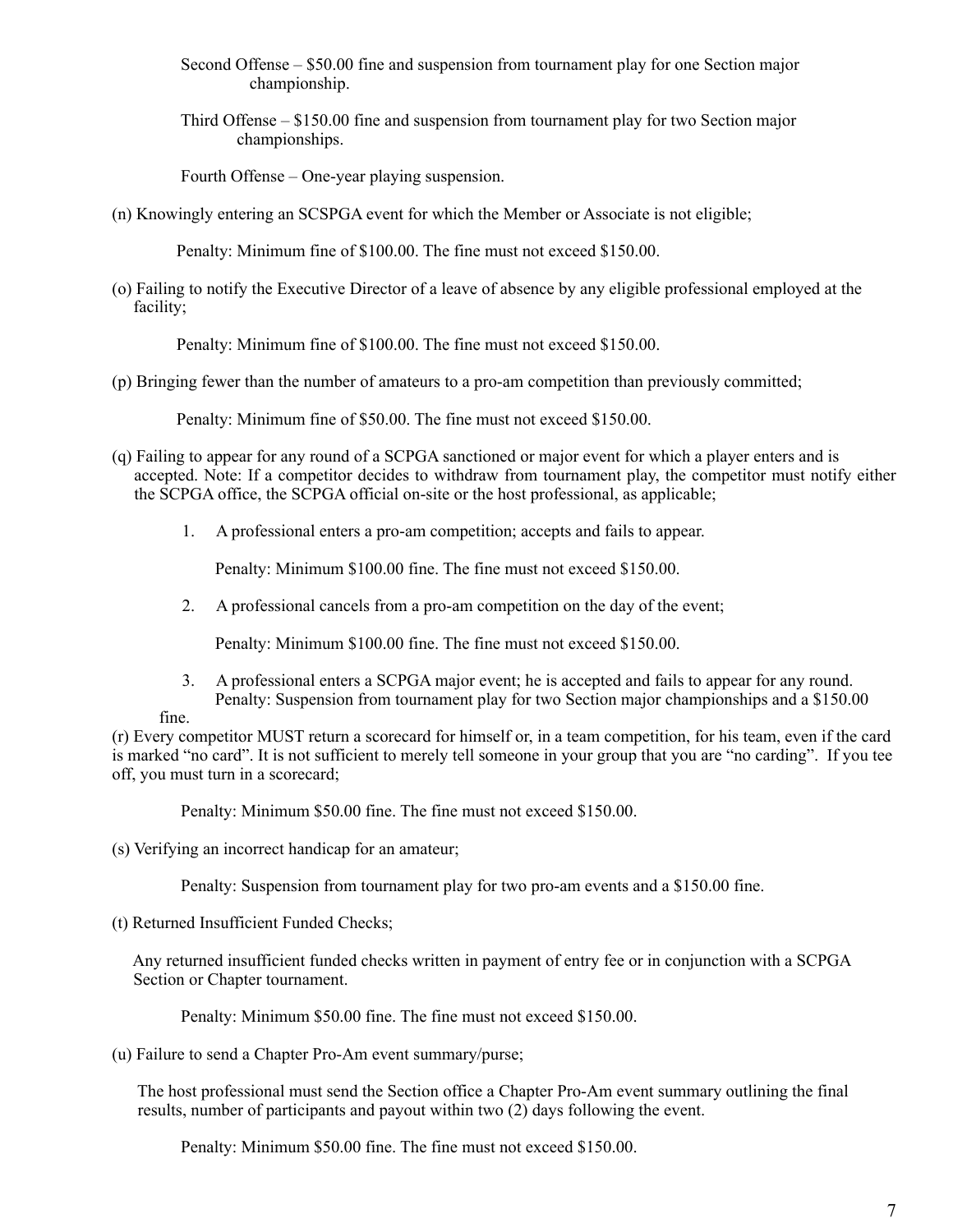Second Offense – $50.00 fine and suspension from tournament play for one Section major championship.

Third Offense – $150.00 fine and suspension from tournament play for two Section major championships.

Fourth Offense – One-year playing suspension.

(n) Knowingly entering an SCSPGA event for which the Member or Associate is not eligible;

Penalty: Minimum fine of $100.00. The fine must not exceed $150.00.

(o) Failing to notify the Executive Director of a leave of absence by any eligible professional employed at the facility;

Penalty: Minimum fine of $100.00. The fine must not exceed $150.00.

(p) Bringing fewer than the number of amateurs to a pro-am competition than previously committed;

Penalty: Minimum fine of $50.00. The fine must not exceed $150.00.

(q) Failing to appear for any round of a SCPGA sanctioned or major event for which a player enters and is accepted. Note: If a competitor decides to withdraw from tournament play, the competitor must notify either the SCPGA office, the SCPGA official on-site or the host professional, as applicable;

1. A professional enters a pro-am competition; accepts and fails to appear.

   Penalty: Minimum $100.00 fine. The fine must not exceed $150.00.

2. A professional cancels from a pro-am competition on the day of the event;

   Penalty: Minimum $100.00 fine. The fine must not exceed $150.00.

3. A professional enters a SCPGA major event; he is accepted and fails to appear for any round.
   Penalty: Suspension from tournament play for two Section major championships and a $150.00 fine.

(r) Every competitor MUST return a scorecard for himself or, in a team competition, for his team, even if the card is marked "no card". It is not sufficient to merely tell someone in your group that you are "no carding". If you tee off, you must turn in a scorecard;

Penalty: Minimum $50.00 fine. The fine must not exceed $150.00.

(s) Verifying an incorrect handicap for an amateur;

Penalty: Suspension from tournament play for two pro-am events and a $150.00 fine.

(t) Returned Insufficient Funded Checks;

Any returned insufficient funded checks written in payment of entry fee or in conjunction with a SCPGA Section or Chapter tournament.

Penalty: Minimum $50.00 fine. The fine must not exceed $150.00.

(u) Failure to send a Chapter Pro-Am event summary/purse;

The host professional must send the Section office a Chapter Pro-Am event summary outlining the final results, number of participants and payout within two (2) days following the event.

Penalty: Minimum $50.00 fine. The fine must not exceed $150.00.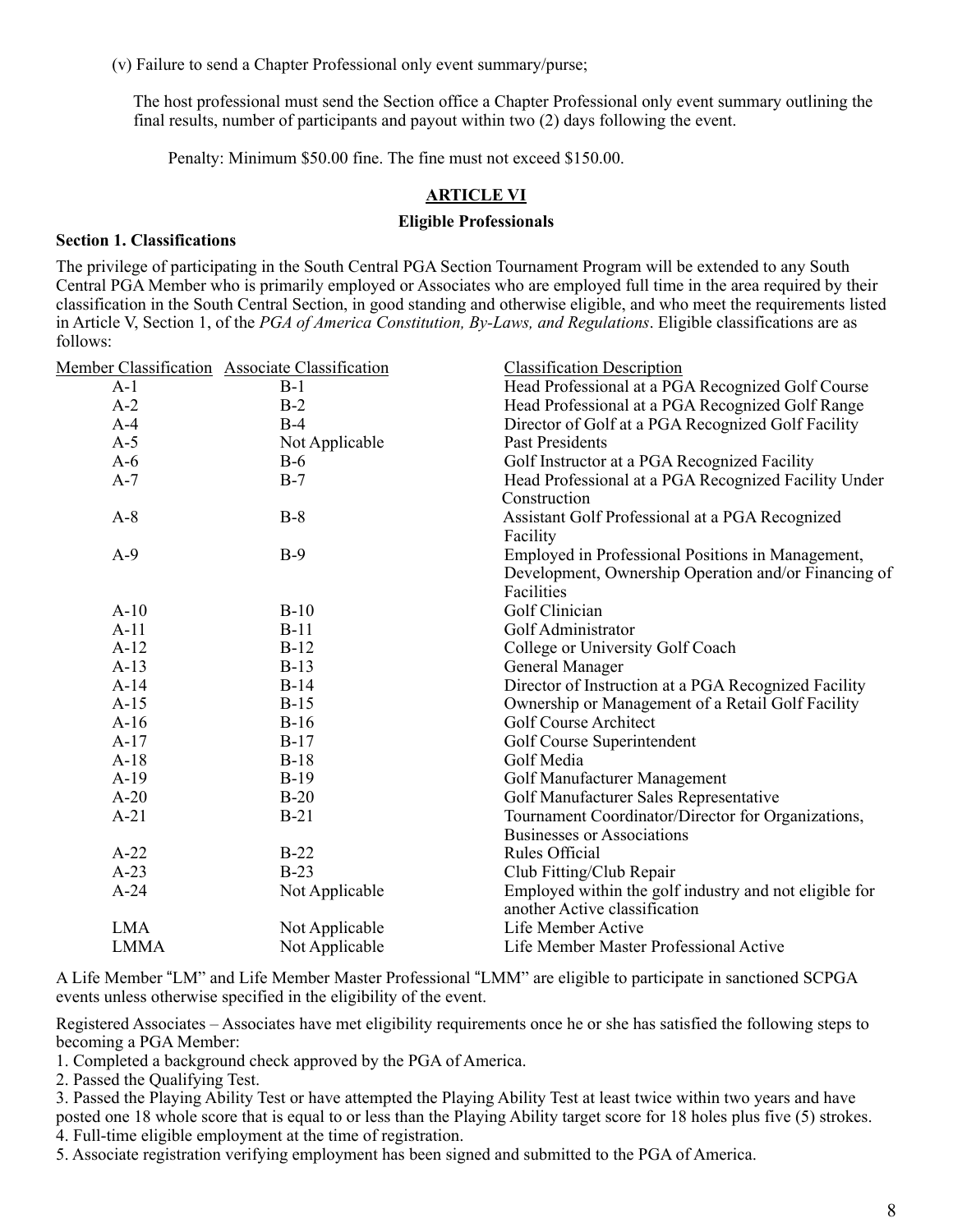(v) Failure to send a Chapter Professional only event summary/purse;

The host professional must send the Section office a Chapter Professional only event summary outlining the final results, number of participants and payout within two (2) days following the event.

Penalty: Minimum $50.00 fine. The fine must not exceed $150.00.

## ARTICLE VI

### Eligible Professionals

**Section 1. Classifications**

The privilege of participating in the South Central PGA Section Tournament Program will be extended to any South Central PGA Member who is primarily employed or Associates who are employed full time in the area required by their classification in the South Central Section, in good standing and otherwise eligible, and who meet the requirements listed in Article V, Section 1, of the *PGA of America Constitution, By-Laws, and Regulations*. Eligible classifications are as follows:

| Member Classification | Associate Classification | Classification Description |
|---|---|---|
| A-1 | B-1 | Head Professional at a PGA Recognized Golf Course |
| A-2 | B-2 | Head Professional at a PGA Recognized Golf Range |
| A-4 | B-4 | Director of Golf at a PGA Recognized Golf Facility |
| A-5 | Not Applicable | Past Presidents |
| A-6 | B-6 | Golf Instructor at a PGA Recognized Facility |
| A-7 | B-7 | Head Professional at a PGA Recognized Facility Under Construction |
| A-8 | B-8 | Assistant Golf Professional at a PGA Recognized Facility |
| A-9 | B-9 | Employed in Professional Positions in Management, Development, Ownership Operation and/or Financing of Facilities |
| A-10 | B-10 | Golf Clinician |
| A-11 | B-11 | Golf Administrator |
| A-12 | B-12 | College or University Golf Coach |
| A-13 | B-13 | General Manager |
| A-14 | B-14 | Director of Instruction at a PGA Recognized Facility |
| A-15 | B-15 | Ownership or Management of a Retail Golf Facility |
| A-16 | B-16 | Golf Course Architect |
| A-17 | B-17 | Golf Course Superintendent |
| A-18 | B-18 | Golf Media |
| A-19 | B-19 | Golf Manufacturer Management |
| A-20 | B-20 | Golf Manufacturer Sales Representative |
| A-21 | B-21 | Tournament Coordinator/Director for Organizations, Businesses or Associations |
| A-22 | B-22 | Rules Official |
| A-23 | B-23 | Club Fitting/Club Repair |
| A-24 | Not Applicable | Employed within the golf industry and not eligible for another Active classification |
| LMA | Not Applicable | Life Member Active |
| LMMA | Not Applicable | Life Member Master Professional Active |

A Life Member "LM" and Life Member Master Professional "LMM" are eligible to participate in sanctioned SCPGA events unless otherwise specified in the eligibility of the event.

Registered Associates – Associates have met eligibility requirements once he or she has satisfied the following steps to becoming a PGA Member:

1. Completed a background check approved by the PGA of America.
2. Passed the Qualifying Test.
3. Passed the Playing Ability Test or have attempted the Playing Ability Test at least twice within two years and have posted one 18 whole score that is equal to or less than the Playing Ability target score for 18 holes plus five (5) strokes.
4. Full-time eligible employment at the time of registration.
5. Associate registration verifying employment has been signed and submitted to the PGA of America.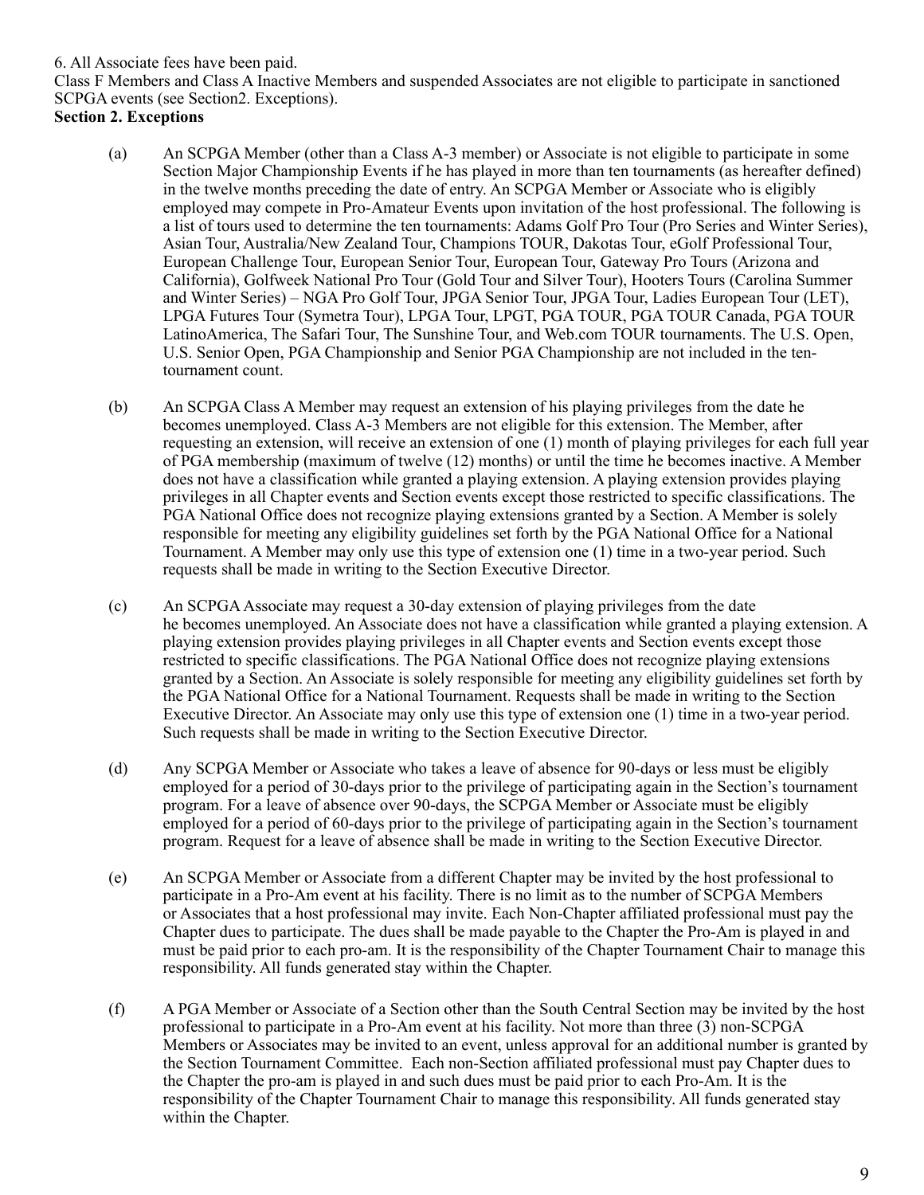6. All Associate fees have been paid.

Class F Members and Class A Inactive Members and suspended Associates are not eligible to participate in sanctioned SCPGA events (see Section2. Exceptions).

**Section 2. Exceptions**

(a) An SCPGA Member (other than a Class A-3 member) or Associate is not eligible to participate in some Section Major Championship Events if he has played in more than ten tournaments (as hereafter defined) in the twelve months preceding the date of entry. An SCPGA Member or Associate who is eligibly employed may compete in Pro-Amateur Events upon invitation of the host professional. The following is a list of tours used to determine the ten tournaments: Adams Golf Pro Tour (Pro Series and Winter Series), Asian Tour, Australia/New Zealand Tour, Champions TOUR, Dakotas Tour, eGolf Professional Tour, European Challenge Tour, European Senior Tour, European Tour, Gateway Pro Tours (Arizona and California), Golfweek National Pro Tour (Gold Tour and Silver Tour), Hooters Tours (Carolina Summer and Winter Series) – NGA Pro Golf Tour, JPGA Senior Tour, JPGA Tour, Ladies European Tour (LET), LPGA Futures Tour (Symetra Tour), LPGA Tour, LPGT, PGA TOUR, PGA TOUR Canada, PGA TOUR LatinoAmerica, The Safari Tour, The Sunshine Tour, and Web.com TOUR tournaments. The U.S. Open, U.S. Senior Open, PGA Championship and Senior PGA Championship are not included in the ten-tournament count.

(b) An SCPGA Class A Member may request an extension of his playing privileges from the date he becomes unemployed. Class A-3 Members are not eligible for this extension. The Member, after requesting an extension, will receive an extension of one (1) month of playing privileges for each full year of PGA membership (maximum of twelve (12) months) or until the time he becomes inactive. A Member does not have a classification while granted a playing extension. A playing extension provides playing privileges in all Chapter events and Section events except those restricted to specific classifications. The PGA National Office does not recognize playing extensions granted by a Section. A Member is solely responsible for meeting any eligibility guidelines set forth by the PGA National Office for a National Tournament. A Member may only use this type of extension one (1) time in a two-year period. Such requests shall be made in writing to the Section Executive Director.

(c) An SCPGA Associate may request a 30-day extension of playing privileges from the date he becomes unemployed. An Associate does not have a classification while granted a playing extension. A playing extension provides playing privileges in all Chapter events and Section events except those restricted to specific classifications. The PGA National Office does not recognize playing extensions granted by a Section. An Associate is solely responsible for meeting any eligibility guidelines set forth by the PGA National Office for a National Tournament. Requests shall be made in writing to the Section Executive Director. An Associate may only use this type of extension one (1) time in a two-year period. Such requests shall be made in writing to the Section Executive Director.

(d) Any SCPGA Member or Associate who takes a leave of absence for 90-days or less must be eligibly employed for a period of 30-days prior to the privilege of participating again in the Section's tournament program. For a leave of absence over 90-days, the SCPGA Member or Associate must be eligibly employed for a period of 60-days prior to the privilege of participating again in the Section's tournament program. Request for a leave of absence shall be made in writing to the Section Executive Director.

(e) An SCPGA Member or Associate from a different Chapter may be invited by the host professional to participate in a Pro-Am event at his facility. There is no limit as to the number of SCPGA Members or Associates that a host professional may invite. Each Non-Chapter affiliated professional must pay the Chapter dues to participate. The dues shall be made payable to the Chapter the Pro-Am is played in and must be paid prior to each pro-am. It is the responsibility of the Chapter Tournament Chair to manage this responsibility. All funds generated stay within the Chapter.

(f) A PGA Member or Associate of a Section other than the South Central Section may be invited by the host professional to participate in a Pro-Am event at his facility. Not more than three (3) non-SCPGA Members or Associates may be invited to an event, unless approval for an additional number is granted by the Section Tournament Committee. Each non-Section affiliated professional must pay Chapter dues to the Chapter the pro-am is played in and such dues must be paid prior to each Pro-Am. It is the responsibility of the Chapter Tournament Chair to manage this responsibility. All funds generated stay within the Chapter.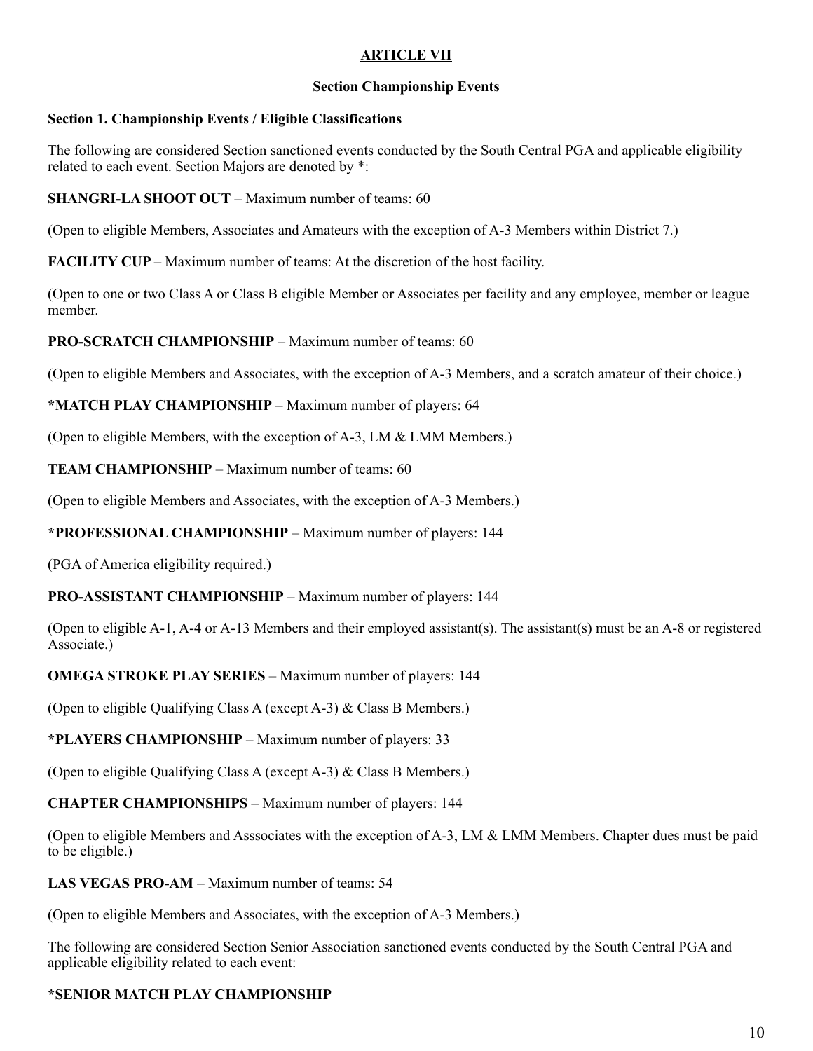# ARTICLE VII

## Section Championship Events

### Section 1. Championship Events / Eligible Classifications

The following are considered Section sanctioned events conducted by the South Central PGA and applicable eligibility related to each event. Section Majors are denoted by *:

**SHANGRI-LA SHOOT OUT** – Maximum number of teams: 60

(Open to eligible Members, Associates and Amateurs with the exception of A-3 Members within District 7.)

**FACILITY CUP** – Maximum number of teams: At the discretion of the host facility.

(Open to one or two Class A or Class B eligible Member or Associates per facility and any employee, member or league member.

**PRO-SCRATCH CHAMPIONSHIP** – Maximum number of teams: 60

(Open to eligible Members and Associates, with the exception of A-3 Members, and a scratch amateur of their choice.)

***MATCH PLAY CHAMPIONSHIP** – Maximum number of players: 64

(Open to eligible Members, with the exception of A-3, LM & LMM Members.)

**TEAM CHAMPIONSHIP** – Maximum number of teams: 60

(Open to eligible Members and Associates, with the exception of A-3 Members.)

***PROFESSIONAL CHAMPIONSHIP** – Maximum number of players: 144

(PGA of America eligibility required.)

**PRO-ASSISTANT CHAMPIONSHIP** – Maximum number of players: 144

(Open to eligible A-1, A-4 or A-13 Members and their employed assistant(s). The assistant(s) must be an A-8 or registered Associate.)

**OMEGA STROKE PLAY SERIES** – Maximum number of players: 144

(Open to eligible Qualifying Class A (except A-3) & Class B Members.)

***PLAYERS CHAMPIONSHIP** – Maximum number of players: 33

(Open to eligible Qualifying Class A (except A-3) & Class B Members.)

**CHAPTER CHAMPIONSHIPS** – Maximum number of players: 144

(Open to eligible Members and Asssociates with the exception of A-3, LM & LMM Members. Chapter dues must be paid to be eligible.)

**LAS VEGAS PRO-AM** – Maximum number of teams: 54

(Open to eligible Members and Associates, with the exception of A-3 Members.)

The following are considered Section Senior Association sanctioned events conducted by the South Central PGA and applicable eligibility related to each event:

***SENIOR MATCH PLAY CHAMPIONSHIP**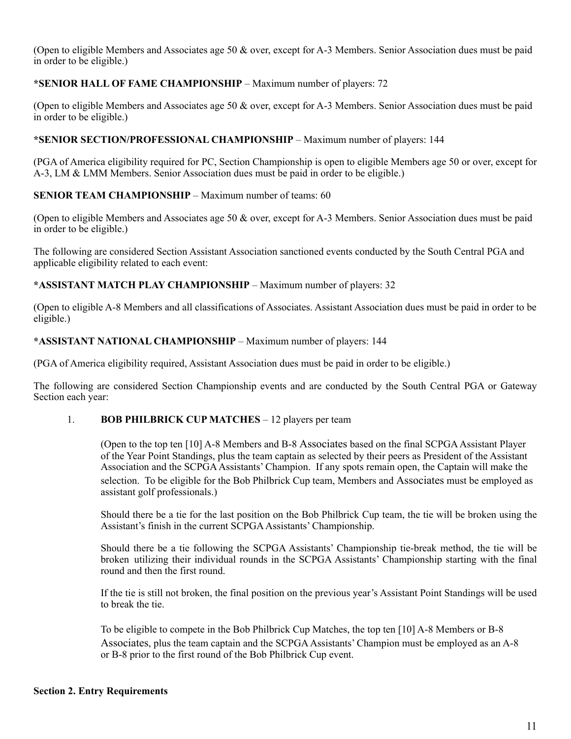(Open to eligible Members and Associates age 50 & over, except for A-3 Members. Senior Association dues must be paid in order to be eligible.)

**\*SENIOR HALL OF FAME CHAMPIONSHIP** – Maximum number of players: 72

(Open to eligible Members and Associates age 50 & over, except for A-3 Members. Senior Association dues must be paid in order to be eligible.)

**\*SENIOR SECTION/PROFESSIONAL CHAMPIONSHIP** – Maximum number of players: 144

(PGA of America eligibility required for PC, Section Championship is open to eligible Members age 50 or over, except for A-3, LM & LMM Members. Senior Association dues must be paid in order to be eligible.)

**SENIOR TEAM CHAMPIONSHIP** – Maximum number of teams: 60

(Open to eligible Members and Associates age 50 & over, except for A-3 Members. Senior Association dues must be paid in order to be eligible.)

The following are considered Section Assistant Association sanctioned events conducted by the South Central PGA and applicable eligibility related to each event:

**\*ASSISTANT MATCH PLAY CHAMPIONSHIP** – Maximum number of players: 32

(Open to eligible A-8 Members and all classifications of Associates. Assistant Association dues must be paid in order to be eligible.)

**\*ASSISTANT NATIONAL CHAMPIONSHIP** – Maximum number of players: 144

(PGA of America eligibility required, Assistant Association dues must be paid in order to be eligible.)

The following are considered Section Championship events and are conducted by the South Central PGA or Gateway Section each year:

1. **BOB PHILBRICK CUP MATCHES** – 12 players per team

   (Open to the top ten [10] A-8 Members and B-8 Associates based on the final SCPGA Assistant Player of the Year Point Standings, plus the team captain as selected by their peers as President of the Assistant Association and the SCPGA Assistants' Champion. If any spots remain open, the Captain will make the selection. To be eligible for the Bob Philbrick Cup team, Members and Associates must be employed as assistant golf professionals.)

   Should there be a tie for the last position on the Bob Philbrick Cup team, the tie will be broken using the Assistant's finish in the current SCPGA Assistants' Championship.

   Should there be a tie following the SCPGA Assistants' Championship tie-break method, the tie will be broken utilizing their individual rounds in the SCPGA Assistants' Championship starting with the final round and then the first round.

   If the tie is still not broken, the final position on the previous year's Assistant Point Standings will be used to break the tie.

   To be eligible to compete in the Bob Philbrick Cup Matches, the top ten [10] A-8 Members or B-8 Associates, plus the team captain and the SCPGA Assistants' Champion must be employed as an A-8 or B-8 prior to the first round of the Bob Philbrick Cup event.

**Section 2. Entry Requirements**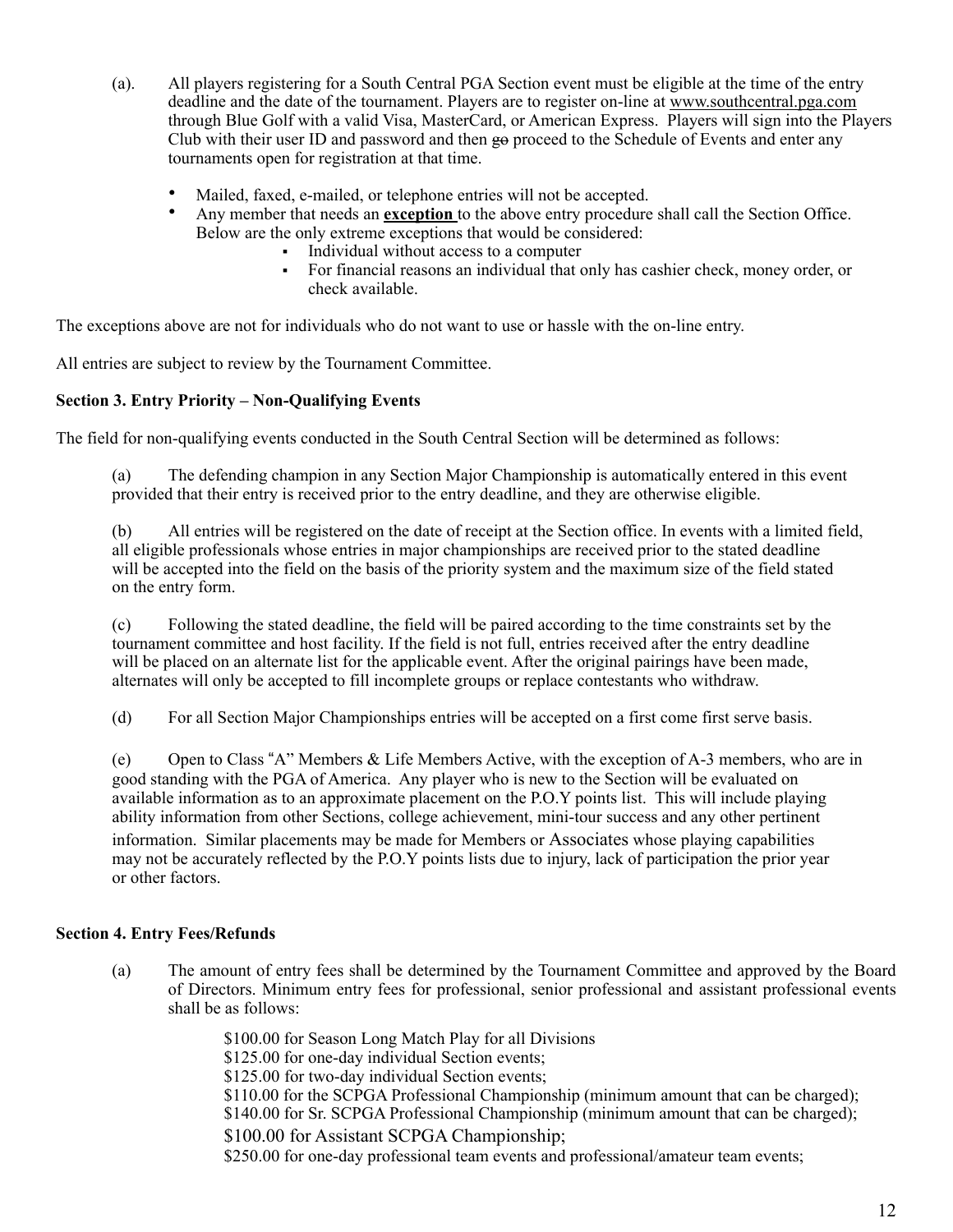(a). All players registering for a South Central PGA Section event must be eligible at the time of the entry deadline and the date of the tournament. Players are to register on-line at www.southcentral.pga.com through Blue Golf with a valid Visa, MasterCard, or American Express. Players will sign into the Players Club with their user ID and password and then ~~go~~ proceed to the Schedule of Events and enter any tournaments open for registration at that time.

- Mailed, faxed, e-mailed, or telephone entries will not be accepted.
- Any member that needs an **exception** to the above entry procedure shall call the Section Office. Below are the only extreme exceptions that would be considered:
  - Individual without access to a computer
  - For financial reasons an individual that only has cashier check, money order, or check available.

The exceptions above are not for individuals who do not want to use or hassle with the on-line entry.

All entries are subject to review by the Tournament Committee.

**Section 3. Entry Priority – Non-Qualifying Events**

The field for non-qualifying events conducted in the South Central Section will be determined as follows:

(a) The defending champion in any Section Major Championship is automatically entered in this event provided that their entry is received prior to the entry deadline, and they are otherwise eligible.

(b) All entries will be registered on the date of receipt at the Section office. In events with a limited field, all eligible professionals whose entries in major championships are received prior to the stated deadline will be accepted into the field on the basis of the priority system and the maximum size of the field stated on the entry form.

(c) Following the stated deadline, the field will be paired according to the time constraints set by the tournament committee and host facility. If the field is not full, entries received after the entry deadline will be placed on an alternate list for the applicable event. After the original pairings have been made, alternates will only be accepted to fill incomplete groups or replace contestants who withdraw.

(d) For all Section Major Championships entries will be accepted on a first come first serve basis.

(e) Open to Class "A" Members & Life Members Active, with the exception of A-3 members, who are in good standing with the PGA of America. Any player who is new to the Section will be evaluated on available information as to an approximate placement on the P.O.Y points list. This will include playing ability information from other Sections, college achievement, mini-tour success and any other pertinent information. Similar placements may be made for Members or Associates whose playing capabilities may not be accurately reflected by the P.O.Y points lists due to injury, lack of participation the prior year or other factors.

**Section 4. Entry Fees/Refunds**

(a) The amount of entry fees shall be determined by the Tournament Committee and approved by the Board of Directors. Minimum entry fees for professional, senior professional and assistant professional events shall be as follows:

$100.00 for Season Long Match Play for all Divisions
$125.00 for one-day individual Section events;
$125.00 for two-day individual Section events;
$110.00 for the SCPGA Professional Championship (minimum amount that can be charged);
$140.00 for Sr. SCPGA Professional Championship (minimum amount that can be charged);
$100.00 for Assistant SCPGA Championship;
$250.00 for one-day professional team events and professional/amateur team events;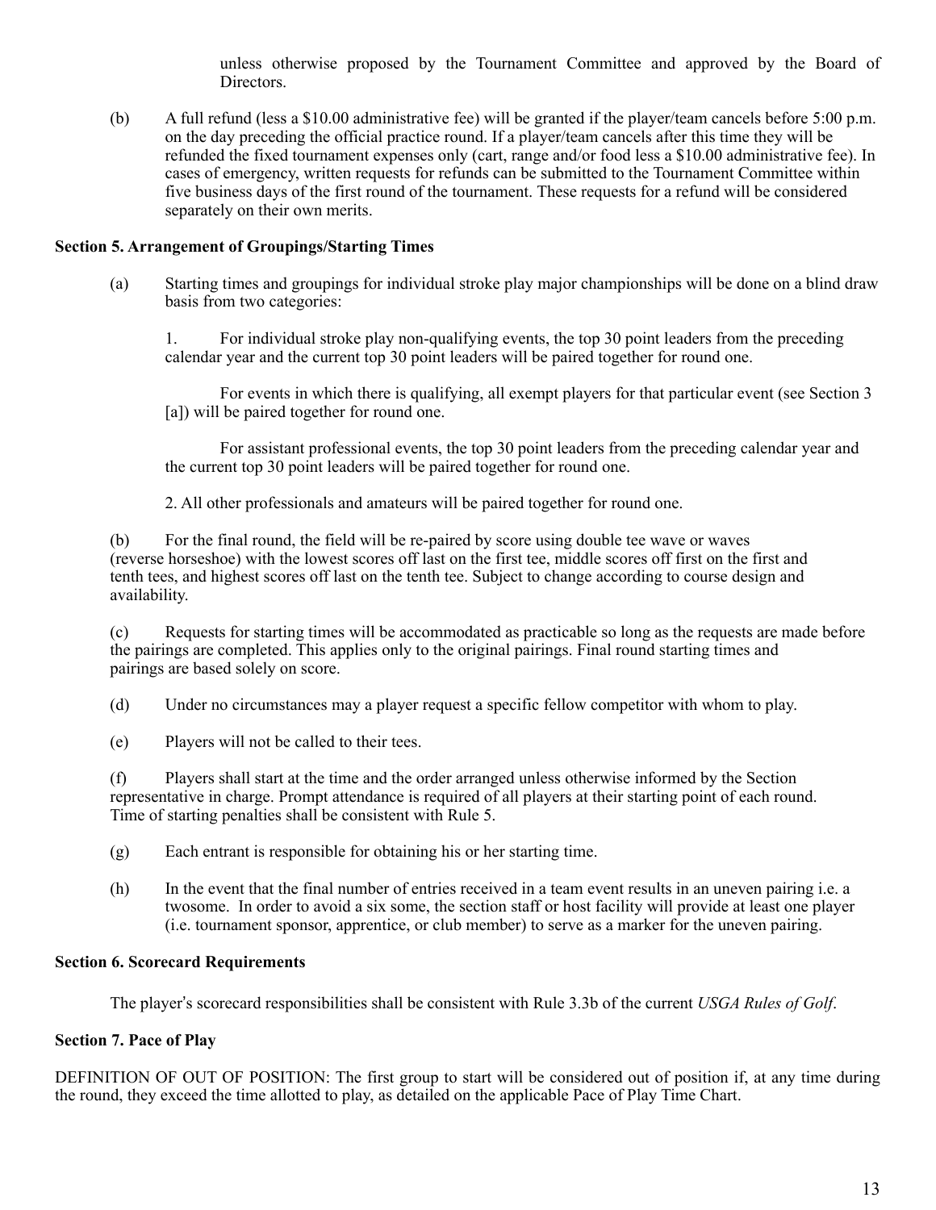unless otherwise proposed by the Tournament Committee and approved by the Board of Directors.

(b) A full refund (less a $10.00 administrative fee) will be granted if the player/team cancels before 5:00 p.m. on the day preceding the official practice round. If a player/team cancels after this time they will be refunded the fixed tournament expenses only (cart, range and/or food less a $10.00 administrative fee). In cases of emergency, written requests for refunds can be submitted to the Tournament Committee within five business days of the first round of the tournament. These requests for a refund will be considered separately on their own merits.

**Section 5. Arrangement of Groupings/Starting Times**

(a) Starting times and groupings for individual stroke play major championships will be done on a blind draw basis from two categories:

1. For individual stroke play non-qualifying events, the top 30 point leaders from the preceding calendar year and the current top 30 point leaders will be paired together for round one.

For events in which there is qualifying, all exempt players for that particular event (see Section 3 [a]) will be paired together for round one.

For assistant professional events, the top 30 point leaders from the preceding calendar year and the current top 30 point leaders will be paired together for round one.

2. All other professionals and amateurs will be paired together for round one.

(b) For the final round, the field will be re-paired by score using double tee wave or waves (reverse horseshoe) with the lowest scores off last on the first tee, middle scores off first on the first and tenth tees, and highest scores off last on the tenth tee. Subject to change according to course design and availability.

(c) Requests for starting times will be accommodated as practicable so long as the requests are made before the pairings are completed. This applies only to the original pairings. Final round starting times and pairings are based solely on score.

(d) Under no circumstances may a player request a specific fellow competitor with whom to play.

(e) Players will not be called to their tees.

(f) Players shall start at the time and the order arranged unless otherwise informed by the Section representative in charge. Prompt attendance is required of all players at their starting point of each round. Time of starting penalties shall be consistent with Rule 5.

(g) Each entrant is responsible for obtaining his or her starting time.

(h) In the event that the final number of entries received in a team event results in an uneven pairing i.e. a twosome. In order to avoid a six some, the section staff or host facility will provide at least one player (i.e. tournament sponsor, apprentice, or club member) to serve as a marker for the uneven pairing.

**Section 6. Scorecard Requirements**

The player's scorecard responsibilities shall be consistent with Rule 3.3b of the current *USGA Rules of Golf*.

**Section 7. Pace of Play**

DEFINITION OF OUT OF POSITION: The first group to start will be considered out of position if, at any time during the round, they exceed the time allotted to play, as detailed on the applicable Pace of Play Time Chart.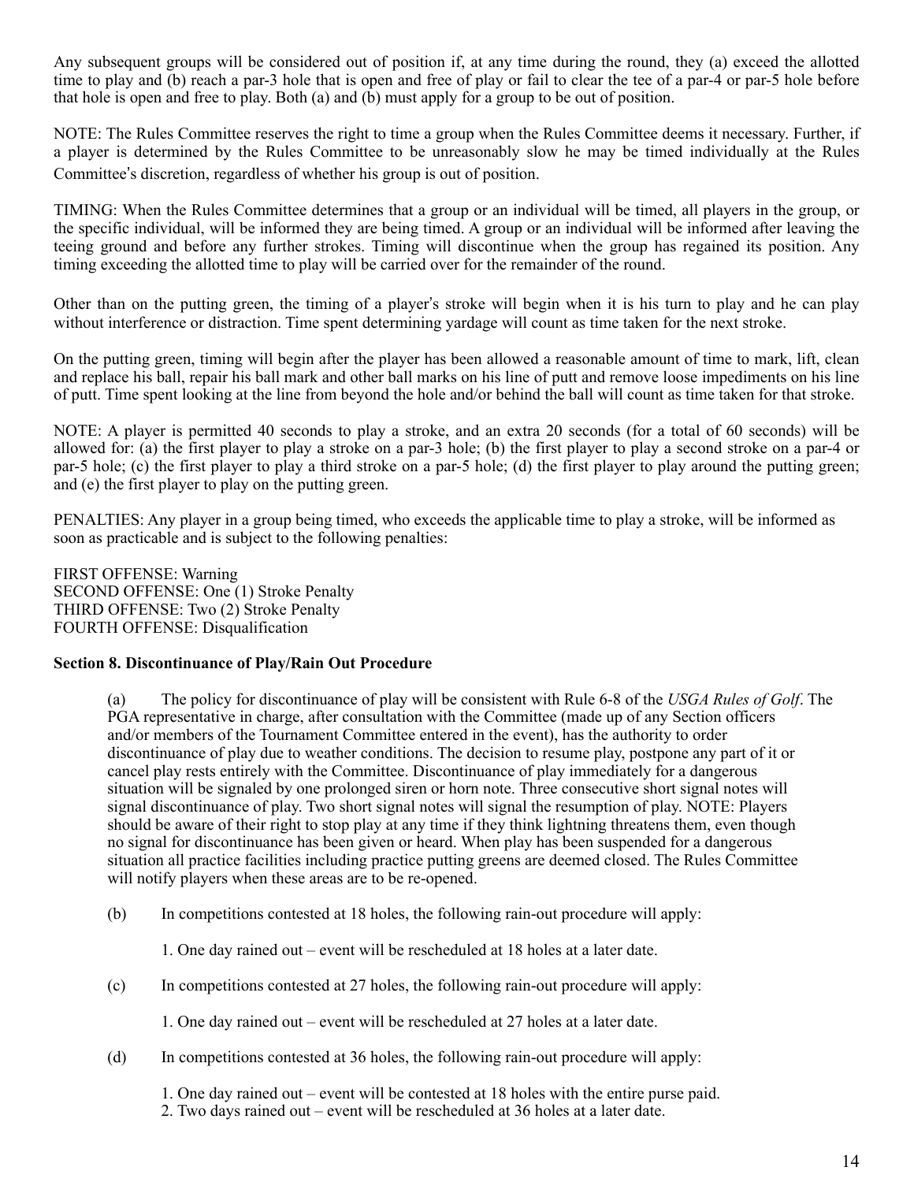Any subsequent groups will be considered out of position if, at any time during the round, they (a) exceed the allotted time to play and (b) reach a par-3 hole that is open and free of play or fail to clear the tee of a par-4 or par-5 hole before that hole is open and free to play. Both (a) and (b) must apply for a group to be out of position.

NOTE: The Rules Committee reserves the right to time a group when the Rules Committee deems it necessary. Further, if a player is determined by the Rules Committee to be unreasonably slow he may be timed individually at the Rules Committee's discretion, regardless of whether his group is out of position.

TIMING: When the Rules Committee determines that a group or an individual will be timed, all players in the group, or the specific individual, will be informed they are being timed. A group or an individual will be informed after leaving the teeing ground and before any further strokes. Timing will discontinue when the group has regained its position. Any timing exceeding the allotted time to play will be carried over for the remainder of the round.

Other than on the putting green, the timing of a player's stroke will begin when it is his turn to play and he can play without interference or distraction. Time spent determining yardage will count as time taken for the next stroke.

On the putting green, timing will begin after the player has been allowed a reasonable amount of time to mark, lift, clean and replace his ball, repair his ball mark and other ball marks on his line of putt and remove loose impediments on his line of putt. Time spent looking at the line from beyond the hole and/or behind the ball will count as time taken for that stroke.

NOTE: A player is permitted 40 seconds to play a stroke, and an extra 20 seconds (for a total of 60 seconds) will be allowed for: (a) the first player to play a stroke on a par-3 hole; (b) the first player to play a second stroke on a par-4 or par-5 hole; (c) the first player to play a third stroke on a par-5 hole; (d) the first player to play around the putting green; and (e) the first player to play on the putting green.

PENALTIES: Any player in a group being timed, who exceeds the applicable time to play a stroke, will be informed as soon as practicable and is subject to the following penalties:

FIRST OFFENSE: Warning
SECOND OFFENSE: One (1) Stroke Penalty
THIRD OFFENSE: Two (2) Stroke Penalty
FOURTH OFFENSE: Disqualification

**Section 8. Discontinuance of Play/Rain Out Procedure**

(a) The policy for discontinuance of play will be consistent with Rule 6-8 of the *USGA Rules of Golf*. The PGA representative in charge, after consultation with the Committee (made up of any Section officers and/or members of the Tournament Committee entered in the event), has the authority to order discontinuance of play due to weather conditions. The decision to resume play, postpone any part of it or cancel play rests entirely with the Committee. Discontinuance of play immediately for a dangerous situation will be signaled by one prolonged siren or horn note. Three consecutive short signal notes will signal discontinuance of play. Two short signal notes will signal the resumption of play. NOTE: Players should be aware of their right to stop play at any time if they think lightning threatens them, even though no signal for discontinuance has been given or heard. When play has been suspended for a dangerous situation all practice facilities including practice putting greens are deemed closed. The Rules Committee will notify players when these areas are to be re-opened.

(b) In competitions contested at 18 holes, the following rain-out procedure will apply:

1. One day rained out – event will be rescheduled at 18 holes at a later date.

(c) In competitions contested at 27 holes, the following rain-out procedure will apply:

1. One day rained out – event will be rescheduled at 27 holes at a later date.

(d) In competitions contested at 36 holes, the following rain-out procedure will apply:

1. One day rained out – event will be contested at 18 holes with the entire purse paid.
2. Two days rained out – event will be rescheduled at 36 holes at a later date.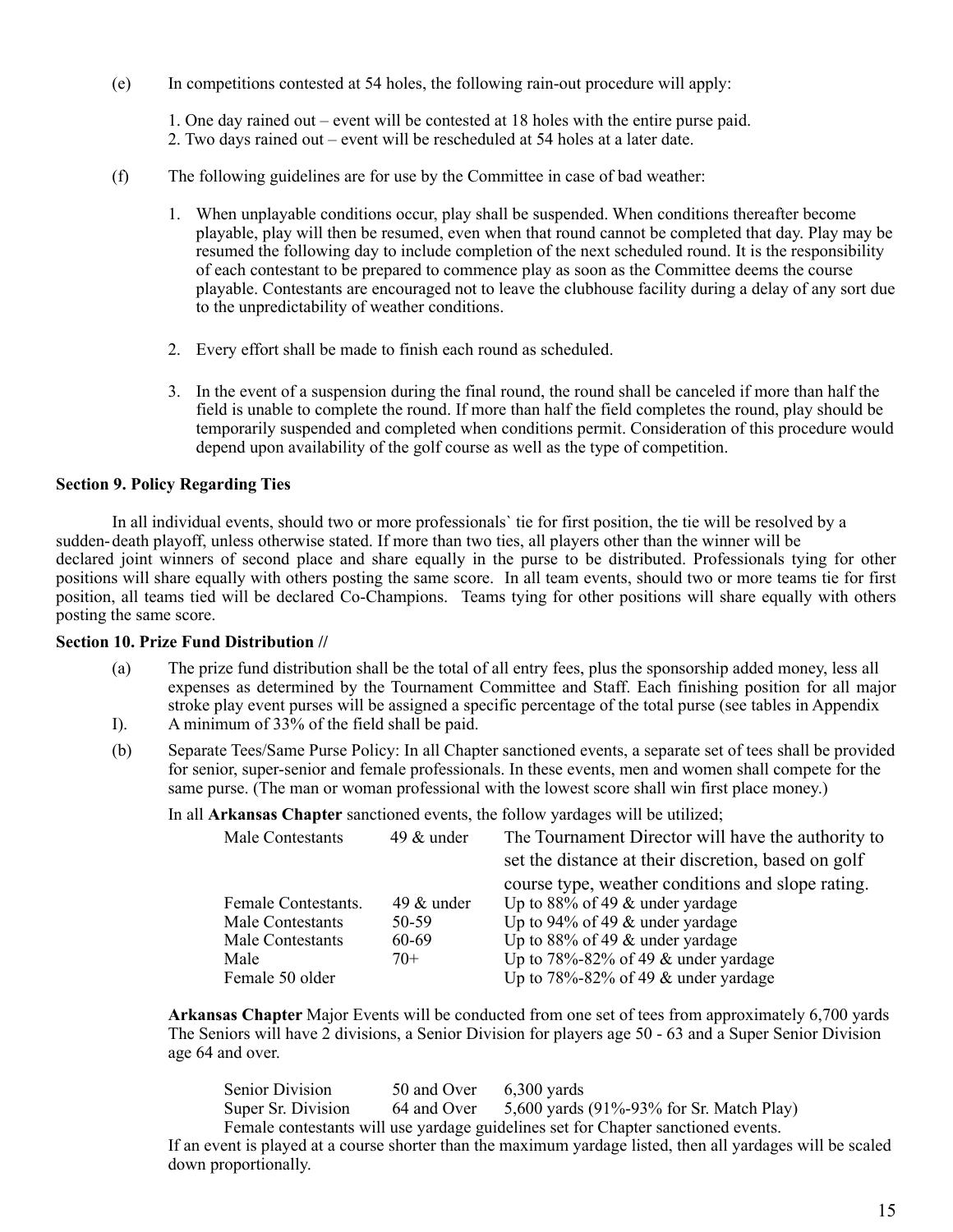(e) In competitions contested at 54 holes, the following rain-out procedure will apply:

1. One day rained out – event will be contested at 18 holes with the entire purse paid.
2. Two days rained out – event will be rescheduled at 54 holes at a later date.

(f) The following guidelines are for use by the Committee in case of bad weather:

1. When unplayable conditions occur, play shall be suspended. When conditions thereafter become playable, play will then be resumed, even when that round cannot be completed that day. Play may be resumed the following day to include completion of the next scheduled round. It is the responsibility of each contestant to be prepared to commence play as soon as the Committee deems the course playable. Contestants are encouraged not to leave the clubhouse facility during a delay of any sort due to the unpredictability of weather conditions.

2. Every effort shall be made to finish each round as scheduled.

3. In the event of a suspension during the final round, the round shall be canceled if more than half the field is unable to complete the round. If more than half the field completes the round, play should be temporarily suspended and completed when conditions permit. Consideration of this procedure would depend upon availability of the golf course as well as the type of competition.

**Section 9. Policy Regarding Ties**

In all individual events, should two or more professionals` tie for first position, the tie will be resolved by a sudden-death playoff, unless otherwise stated. If more than two ties, all players other than the winner will be declared joint winners of second place and share equally in the purse to be distributed. Professionals tying for other positions will share equally with others posting the same score. In all team events, should two or more teams tie for first position, all teams tied will be declared Co-Champions. Teams tying for other positions will share equally with others posting the same score.

**Section 10. Prize Fund Distribution //**

(a) The prize fund distribution shall be the total of all entry fees, plus the sponsorship added money, less all expenses as determined by the Tournament Committee and Staff. Each finishing position for all major stroke play event purses will be assigned a specific percentage of the total purse (see tables in Appendix I). A minimum of 33% of the field shall be paid.

(b) Separate Tees/Same Purse Policy: In all Chapter sanctioned events, a separate set of tees shall be provided for senior, super-senior and female professionals. In these events, men and women shall compete for the same purse. (The man or woman professional with the lowest score shall win first place money.)

In all **Arkansas Chapter** sanctioned events, the follow yardages will be utilized;

| | | |
|---|---|---|
| Male Contestants | 49 & under | The Tournament Director will have the authority to set the distance at their discretion, based on golf course type, weather conditions and slope rating. |
| Female Contestants. | 49 & under | Up to 88% of 49 & under yardage |
| Male Contestants | 50-59 | Up to 94% of 49 & under yardage |
| Male Contestants | 60-69 | Up to 88% of 49 & under yardage |
| Male | 70+ | Up to 78%-82% of 49 & under yardage |
| Female 50 older | | Up to 78%-82% of 49 & under yardage |

**Arkansas Chapter** Major Events will be conducted from one set of tees from approximately 6,700 yards The Seniors will have 2 divisions, a Senior Division for players age 50 - 63 and a Super Senior Division age 64 and over.

| | | |
|---|---|---|
| Senior Division | 50 and Over | 6,300 yards |
| Super Sr. Division | 64 and Over | 5,600 yards (91%-93% for Sr. Match Play) |

Female contestants will use yardage guidelines set for Chapter sanctioned events.

If an event is played at a course shorter than the maximum yardage listed, then all yardages will be scaled down proportionally.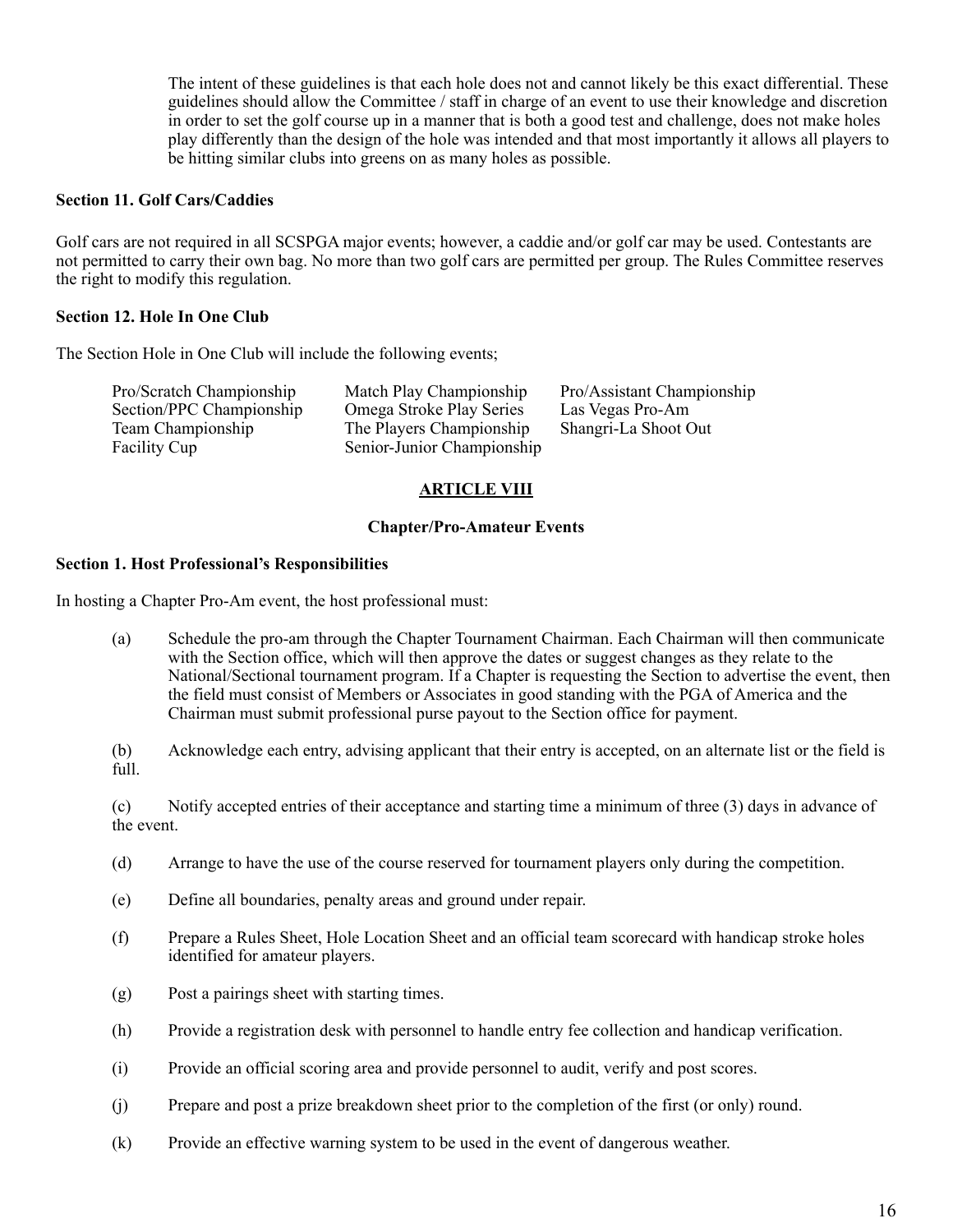The intent of these guidelines is that each hole does not and cannot likely be this exact differential. These guidelines should allow the Committee / staff in charge of an event to use their knowledge and discretion in order to set the golf course up in a manner that is both a good test and challenge, does not make holes play differently than the design of the hole was intended and that most importantly it allows all players to be hitting similar clubs into greens on as many holes as possible.

**Section 11. Golf Cars/Caddies**

Golf cars are not required in all SCSPGA major events; however, a caddie and/or golf car may be used. Contestants are not permitted to carry their own bag. No more than two golf cars are permitted per group. The Rules Committee reserves the right to modify this regulation.

**Section 12. Hole In One Club**

The Section Hole in One Club will include the following events;

| | | |
|---|---|---|
| Pro/Scratch Championship | Match Play Championship | Pro/Assistant Championship |
| Section/PPC Championship | Omega Stroke Play Series | Las Vegas Pro-Am |
| Team Championship | The Players Championship | Shangri-La Shoot Out |
| Facility Cup | Senior-Junior Championship | |

## ARTICLE VIII

### Chapter/Pro-Amateur Events

**Section 1. Host Professional's Responsibilities**

In hosting a Chapter Pro-Am event, the host professional must:

(a) Schedule the pro-am through the Chapter Tournament Chairman. Each Chairman will then communicate with the Section office, which will then approve the dates or suggest changes as they relate to the National/Sectional tournament program. If a Chapter is requesting the Section to advertise the event, then the field must consist of Members or Associates in good standing with the PGA of America and the Chairman must submit professional purse payout to the Section office for payment.

(b) Acknowledge each entry, advising applicant that their entry is accepted, on an alternate list or the field is full.

(c) Notify accepted entries of their acceptance and starting time a minimum of three (3) days in advance of the event.

(d) Arrange to have the use of the course reserved for tournament players only during the competition.

(e) Define all boundaries, penalty areas and ground under repair.

(f) Prepare a Rules Sheet, Hole Location Sheet and an official team scorecard with handicap stroke holes identified for amateur players.

(g) Post a pairings sheet with starting times.

(h) Provide a registration desk with personnel to handle entry fee collection and handicap verification.

(i) Provide an official scoring area and provide personnel to audit, verify and post scores.

(j) Prepare and post a prize breakdown sheet prior to the completion of the first (or only) round.

(k) Provide an effective warning system to be used in the event of dangerous weather.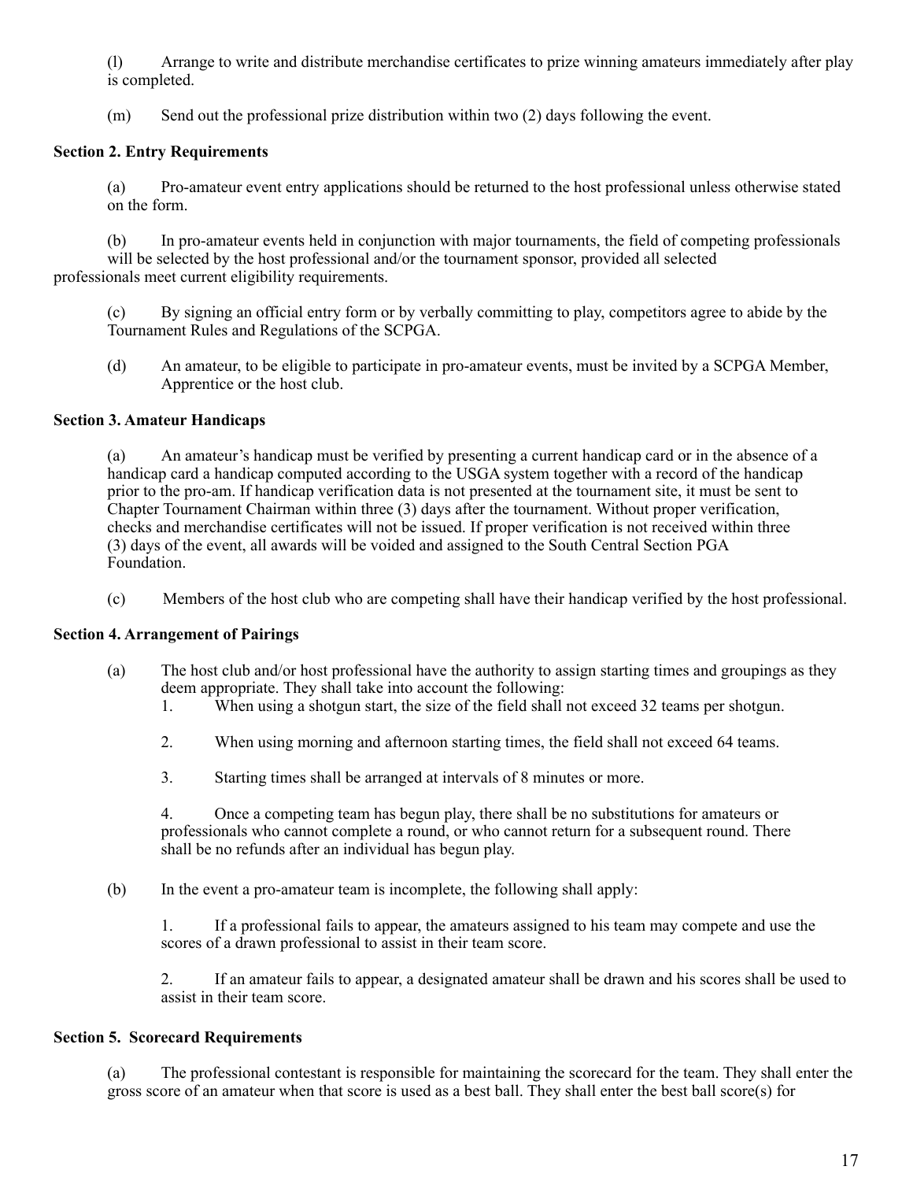(l) Arrange to write and distribute merchandise certificates to prize winning amateurs immediately after play is completed.

(m) Send out the professional prize distribution within two (2) days following the event.

**Section 2. Entry Requirements**

(a) Pro-amateur event entry applications should be returned to the host professional unless otherwise stated on the form.

(b) In pro-amateur events held in conjunction with major tournaments, the field of competing professionals will be selected by the host professional and/or the tournament sponsor, provided all selected professionals meet current eligibility requirements.

(c) By signing an official entry form or by verbally committing to play, competitors agree to abide by the Tournament Rules and Regulations of the SCPGA.

(d) An amateur, to be eligible to participate in pro-amateur events, must be invited by a SCPGA Member, Apprentice or the host club.

**Section 3. Amateur Handicaps**

(a) An amateur's handicap must be verified by presenting a current handicap card or in the absence of a handicap card a handicap computed according to the USGA system together with a record of the handicap prior to the pro-am. If handicap verification data is not presented at the tournament site, it must be sent to Chapter Tournament Chairman within three (3) days after the tournament. Without proper verification, checks and merchandise certificates will not be issued. If proper verification is not received within three (3) days of the event, all awards will be voided and assigned to the South Central Section PGA Foundation.

(c) Members of the host club who are competing shall have their handicap verified by the host professional.

**Section 4. Arrangement of Pairings**

(a) The host club and/or host professional have the authority to assign starting times and groupings as they deem appropriate. They shall take into account the following:

1. When using a shotgun start, the size of the field shall not exceed 32 teams per shotgun.

2. When using morning and afternoon starting times, the field shall not exceed 64 teams.

3. Starting times shall be arranged at intervals of 8 minutes or more.

4. Once a competing team has begun play, there shall be no substitutions for amateurs or professionals who cannot complete a round, or who cannot return for a subsequent round. There shall be no refunds after an individual has begun play.

(b) In the event a pro-amateur team is incomplete, the following shall apply:

1. If a professional fails to appear, the amateurs assigned to his team may compete and use the scores of a drawn professional to assist in their team score.

2. If an amateur fails to appear, a designated amateur shall be drawn and his scores shall be used to assist in their team score.

**Section 5. Scorecard Requirements**

(a) The professional contestant is responsible for maintaining the scorecard for the team. They shall enter the gross score of an amateur when that score is used as a best ball. They shall enter the best ball score(s) for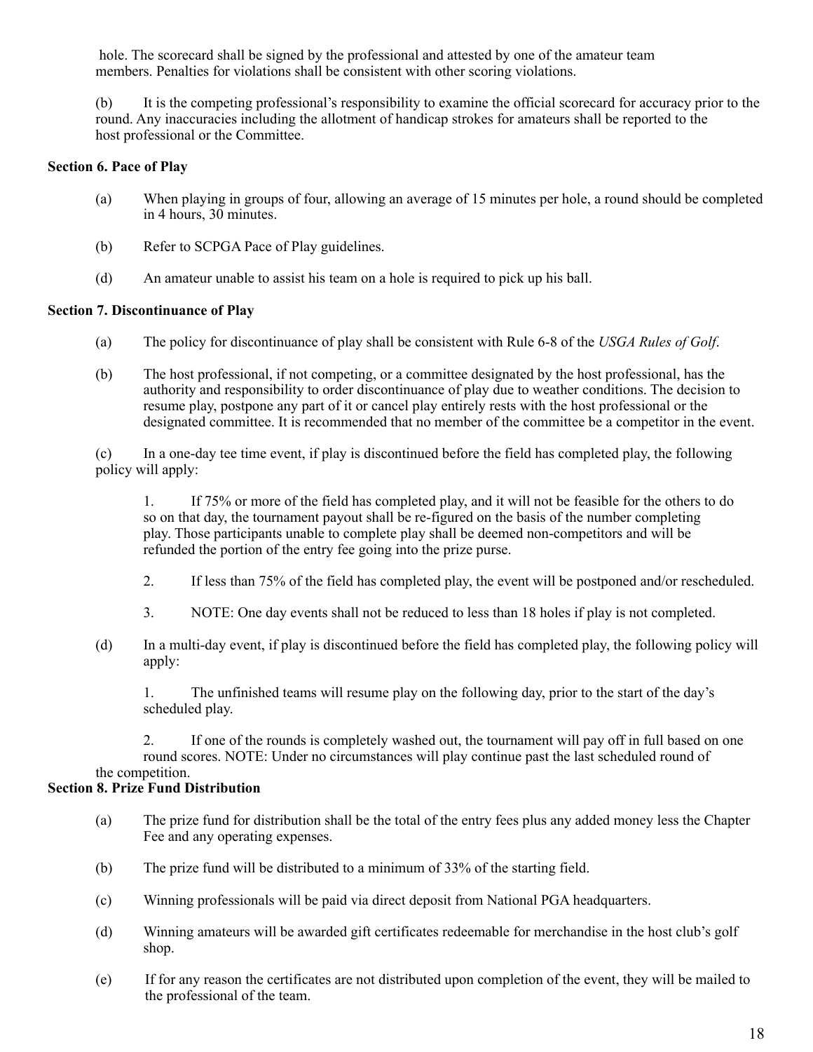hole. The scorecard shall be signed by the professional and attested by one of the amateur team members. Penalties for violations shall be consistent with other scoring violations.

(b) It is the competing professional's responsibility to examine the official scorecard for accuracy prior to the round. Any inaccuracies including the allotment of handicap strokes for amateurs shall be reported to the host professional or the Committee.

**Section 6. Pace of Play**

(a) When playing in groups of four, allowing an average of 15 minutes per hole, a round should be completed in 4 hours, 30 minutes.

(b) Refer to SCPGA Pace of Play guidelines.

(d) An amateur unable to assist his team on a hole is required to pick up his ball.

**Section 7. Discontinuance of Play**

(a) The policy for discontinuance of play shall be consistent with Rule 6-8 of the *USGA Rules of Golf*.

(b) The host professional, if not competing, or a committee designated by the host professional, has the authority and responsibility to order discontinuance of play due to weather conditions. The decision to resume play, postpone any part of it or cancel play entirely rests with the host professional or the designated committee. It is recommended that no member of the committee be a competitor in the event.

(c) In a one-day tee time event, if play is discontinued before the field has completed play, the following policy will apply:

1. If 75% or more of the field has completed play, and it will not be feasible for the others to do so on that day, the tournament payout shall be re-figured on the basis of the number completing play. Those participants unable to complete play shall be deemed non-competitors and will be refunded the portion of the entry fee going into the prize purse.

2. If less than 75% of the field has completed play, the event will be postponed and/or rescheduled.

3. NOTE: One day events shall not be reduced to less than 18 holes if play is not completed.

(d) In a multi-day event, if play is discontinued before the field has completed play, the following policy will apply:

1. The unfinished teams will resume play on the following day, prior to the start of the day's scheduled play.

2. If one of the rounds is completely washed out, the tournament will pay off in full based on one round scores. NOTE: Under no circumstances will play continue past the last scheduled round of the competition.

**Section 8. Prize Fund Distribution**

(a) The prize fund for distribution shall be the total of the entry fees plus any added money less the Chapter Fee and any operating expenses.

(b) The prize fund will be distributed to a minimum of 33% of the starting field.

(c) Winning professionals will be paid via direct deposit from National PGA headquarters.

(d) Winning amateurs will be awarded gift certificates redeemable for merchandise in the host club's golf shop.

(e) If for any reason the certificates are not distributed upon completion of the event, they will be mailed to the professional of the team.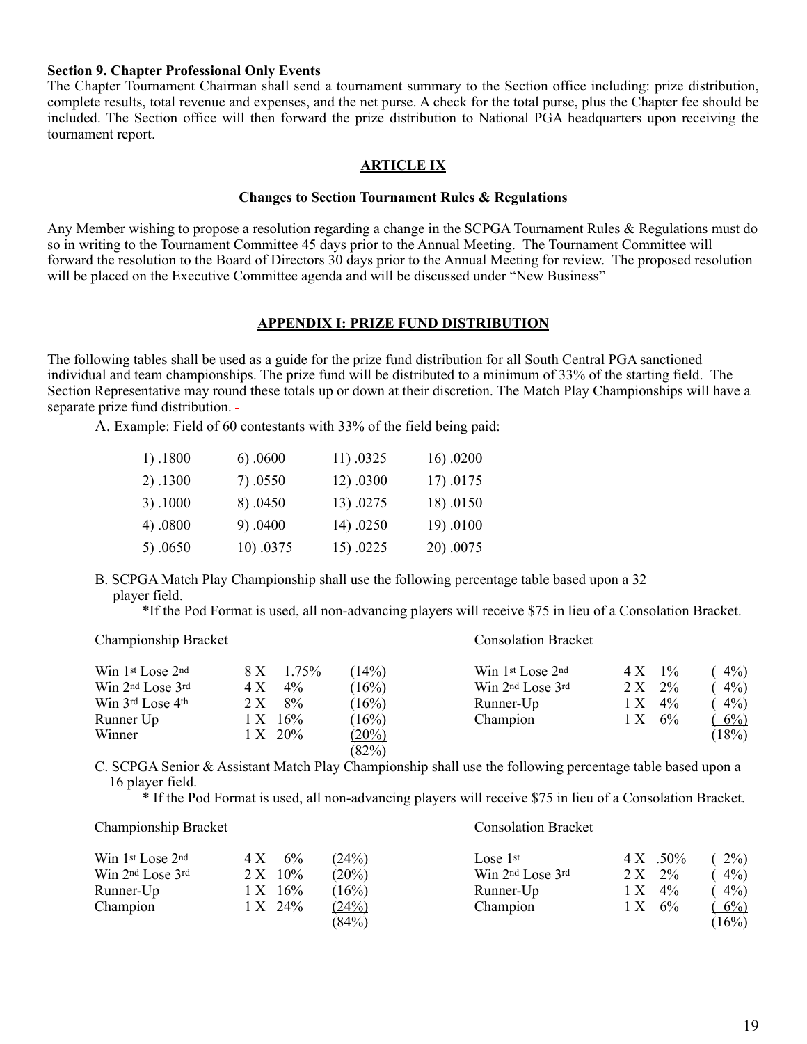**Section 9. Chapter Professional Only Events**
The Chapter Tournament Chairman shall send a tournament summary to the Section office including: prize distribution, complete results, total revenue and expenses, and the net purse. A check for the total purse, plus the Chapter fee should be included. The Section office will then forward the prize distribution to National PGA headquarters upon receiving the tournament report.

## ARTICLE IX

### Changes to Section Tournament Rules & Regulations

Any Member wishing to propose a resolution regarding a change in the SCPGA Tournament Rules & Regulations must do so in writing to the Tournament Committee 45 days prior to the Annual Meeting. The Tournament Committee will forward the resolution to the Board of Directors 30 days prior to the Annual Meeting for review. The proposed resolution will be placed on the Executive Committee agenda and will be discussed under "New Business"

## APPENDIX I: PRIZE FUND DISTRIBUTION

The following tables shall be used as a guide for the prize fund distribution for all South Central PGA sanctioned individual and team championships. The prize fund will be distributed to a minimum of 33% of the starting field. The Section Representative may round these totals up or down at their discretion. The Match Play Championships will have a separate prize fund distribution. -

A. Example: Field of 60 contestants with 33% of the field being paid:

| | | | |
|---|---|---|---|
| 1) .1800 | 6) .0600 | 11) .0325 | 16) .0200 |
| 2) .1300 | 7) .0550 | 12) .0300 | 17) .0175 |
| 3) .1000 | 8) .0450 | 13) .0275 | 18) .0150 |
| 4) .0800 | 9) .0400 | 14) .0250 | 19) .0100 |
| 5) .0650 | 10) .0375 | 15) .0225 | 20) .0075 |

B. SCPGA Match Play Championship shall use the following percentage table based upon a 32 player field.

\*If the Pod Format is used, all non-advancing players will receive $75 in lieu of a Consolation Bracket.

| Championship Bracket | | | | Consolation Bracket | | | |
|---|---|---|---|---|---|---|---|
| Win 1st Lose 2nd | 8 X | 1.75% | (14%) | Win 1st Lose 2nd | 4 X | 1% | ( 4%) |
| Win 2nd Lose 3rd | 4 X | 4% | (16%) | Win 2nd Lose 3rd | 2 X | 2% | ( 4%) |
| Win 3rd Lose 4th | 2 X | 8% | (16%) | Runner-Up | 1 X | 4% | ( 4%) |
| Runner Up | 1 X | 16% | (16%) | Champion | 1 X | 6% | ( 6%) |
| Winner | 1 X | 20% | (20%) | | | | (18%) |
| | | | (82%) | | | | |

C. SCPGA Senior & Assistant Match Play Championship shall use the following percentage table based upon a 16 player field.

\* If the Pod Format is used, all non-advancing players will receive $75 in lieu of a Consolation Bracket.

| Championship Bracket | | | | Consolation Bracket | | | |
|---|---|---|---|---|---|---|---|
| Win 1st Lose 2nd | 4 X | 6% | (24%) | Lose 1st | 4 X | .50% | ( 2%) |
| Win 2nd Lose 3rd | 2 X | 10% | (20%) | Win 2nd Lose 3rd | 2 X | 2% | ( 4%) |
| Runner-Up | 1 X | 16% | (16%) | Runner-Up | 1 X | 4% | ( 4%) |
| Champion | 1 X | 24% | (24%) | Champion | 1 X | 6% | ( 6%) |
| | | | (84%) | | | | (16%) |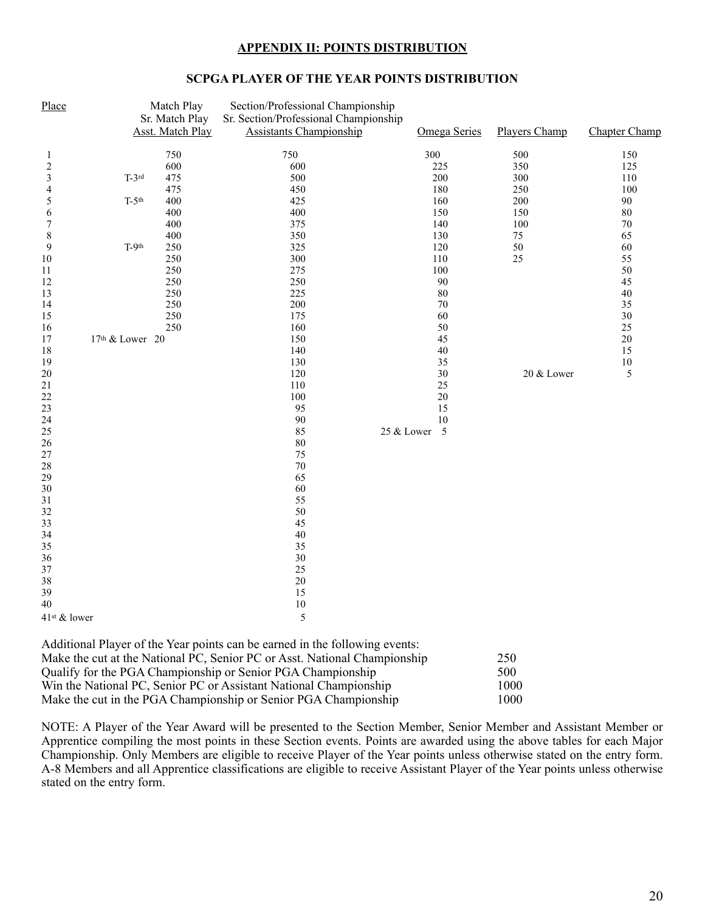## APPENDIX II: POINTS DISTRIBUTION

### SCPGA PLAYER OF THE YEAR POINTS DISTRIBUTION

| Place | Match Play<br>Sr. Match Play<br>Asst. Match Play | Section/Professional Championship<br>Sr. Section/Professional Championship<br>Assistants Championship | Omega Series | Players Champ | Chapter Champ |
|---|---|---|---|---|---|
| 1 | 750 | 750 | 300 | 500 | 150 |
| 2 | 600 | 600 | 225 | 350 | 125 |
| 3 | T-3rd 475 | 500 | 200 | 300 | 110 |
| 4 | 475 | 450 | 180 | 250 | 100 |
| 5 | T-5th 400 | 425 | 160 | 200 | 90 |
| 6 | 400 | 400 | 150 | 150 | 80 |
| 7 | 400 | 375 | 140 | 100 | 70 |
| 8 | 400 | 350 | 130 | 75 | 65 |
| 9 | T-9th 250 | 325 | 120 | 50 | 60 |
| 10 | 250 | 300 | 110 | 25 | 55 |
| 11 | 250 | 275 | 100 | | 50 |
| 12 | 250 | 250 | 90 | | 45 |
| 13 | 250 | 225 | 80 | | 40 |
| 14 | 250 | 200 | 70 | | 35 |
| 15 | 250 | 175 | 60 | | 30 |
| 16 | 250 | 160 | 50 | | 25 |
| 17 | 17th & Lower 20 | 150 | 45 | | 20 |
| 18 | | 140 | 40 | | 15 |
| 19 | | 130 | 35 | | 10 |
| 20 | | 120 | 30 | 20 & Lower | 5 |
| 21 | | 110 | 25 | | |
| 22 | | 100 | 20 | | |
| 23 | | 95 | 15 | | |
| 24 | | 90 | 10 | | |
| 25 | | 85 | 25 & Lower 5 | | |
| 26 | | 80 | | | |
| 27 | | 75 | | | |
| 28 | | 70 | | | |
| 29 | | 65 | | | |
| 30 | | 60 | | | |
| 31 | | 55 | | | |
| 32 | | 50 | | | |
| 33 | | 45 | | | |
| 34 | | 40 | | | |
| 35 | | 35 | | | |
| 36 | | 30 | | | |
| 37 | | 25 | | | |
| 38 | | 20 | | | |
| 39 | | 15 | | | |
| 40 | | 10 | | | |
| 41st & lower | | 5 | | | |

Additional Player of the Year points can be earned in the following events:

| Event | Points |
|---|---|
| Make the cut at the National PC, Senior PC or Asst. National Championship | 250 |
| Qualify for the PGA Championship or Senior PGA Championship | 500 |
| Win the National PC, Senior PC or Assistant National Championship | 1000 |
| Make the cut in the PGA Championship or Senior PGA Championship | 1000 |

NOTE: A Player of the Year Award will be presented to the Section Member, Senior Member and Assistant Member or Apprentice compiling the most points in these Section events. Points are awarded using the above tables for each Major Championship. Only Members are eligible to receive Player of the Year points unless otherwise stated on the entry form. A-8 Members and all Apprentice classifications are eligible to receive Assistant Player of the Year points unless otherwise stated on the entry form.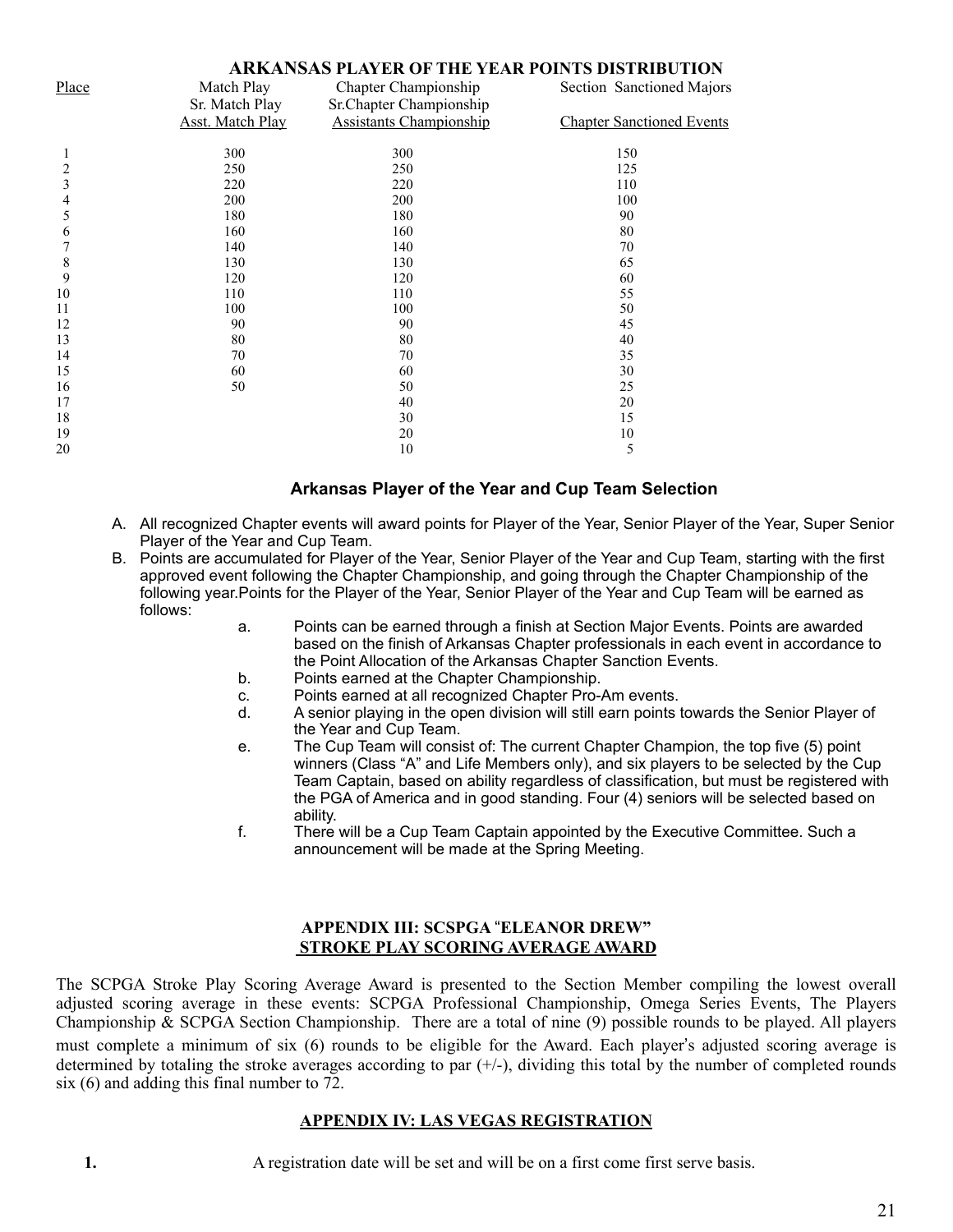## ARKANSAS PLAYER OF THE YEAR POINTS DISTRIBUTION

| Place | Match Play<br>Sr. Match Play<br>Asst. Match Play | Chapter Championship<br>Sr.Chapter Championship<br>Assistants Championship | Section Sanctioned Majors<br><br>Chapter Sanctioned Events |
|---|---|---|---|
| 1 | 300 | 300 | 150 |
| 2 | 250 | 250 | 125 |
| 3 | 220 | 220 | 110 |
| 4 | 200 | 200 | 100 |
| 5 | 180 | 180 | 90 |
| 6 | 160 | 160 | 80 |
| 7 | 140 | 140 | 70 |
| 8 | 130 | 130 | 65 |
| 9 | 120 | 120 | 60 |
| 10 | 110 | 110 | 55 |
| 11 | 100 | 100 | 50 |
| 12 | 90 | 90 | 45 |
| 13 | 80 | 80 | 40 |
| 14 | 70 | 70 | 35 |
| 15 | 60 | 60 | 30 |
| 16 | 50 | 50 | 25 |
| 17 | | 40 | 20 |
| 18 | | 30 | 15 |
| 19 | | 20 | 10 |
| 20 | | 10 | 5 |

### Arkansas Player of the Year and Cup Team Selection

A. All recognized Chapter events will award points for Player of the Year, Senior Player of the Year, Super Senior Player of the Year and Cup Team.

B. Points are accumulated for Player of the Year, Senior Player of the Year and Cup Team, starting with the first approved event following the Chapter Championship, and going through the Chapter Championship of the following year.Points for the Player of the Year, Senior Player of the Year and Cup Team will be earned as follows:

   a. Points can be earned through a finish at Section Major Events. Points are awarded based on the finish of Arkansas Chapter professionals in each event in accordance to the Point Allocation of the Arkansas Chapter Sanction Events.
   
   b. Points earned at the Chapter Championship.
   
   c. Points earned at all recognized Chapter Pro-Am events.
   
   d. A senior playing in the open division will still earn points towards the Senior Player of the Year and Cup Team.
   
   e. The Cup Team will consist of: The current Chapter Champion, the top five (5) point winners (Class "A" and Life Members only), and six players to be selected by the Cup Team Captain, based on ability regardless of classification, but must be registered with the PGA of America and in good standing. Four (4) seniors will be selected based on ability.
   
   f. There will be a Cup Team Captain appointed by the Executive Committee. Such a announcement will be made at the Spring Meeting.

## APPENDIX III: SCSPGA "ELEANOR DREW" STROKE PLAY SCORING AVERAGE AWARD

The SCPGA Stroke Play Scoring Average Award is presented to the Section Member compiling the lowest overall adjusted scoring average in these events: SCPGA Professional Championship, Omega Series Events, The Players Championship & SCPGA Section Championship. There are a total of nine (9) possible rounds to be played. All players must complete a minimum of six (6) rounds to be eligible for the Award. Each player's adjusted scoring average is determined by totaling the stroke averages according to par (+/-), dividing this total by the number of completed rounds six (6) and adding this final number to 72.

## APPENDIX IV: LAS VEGAS REGISTRATION

**1.** A registration date will be set and will be on a first come first serve basis.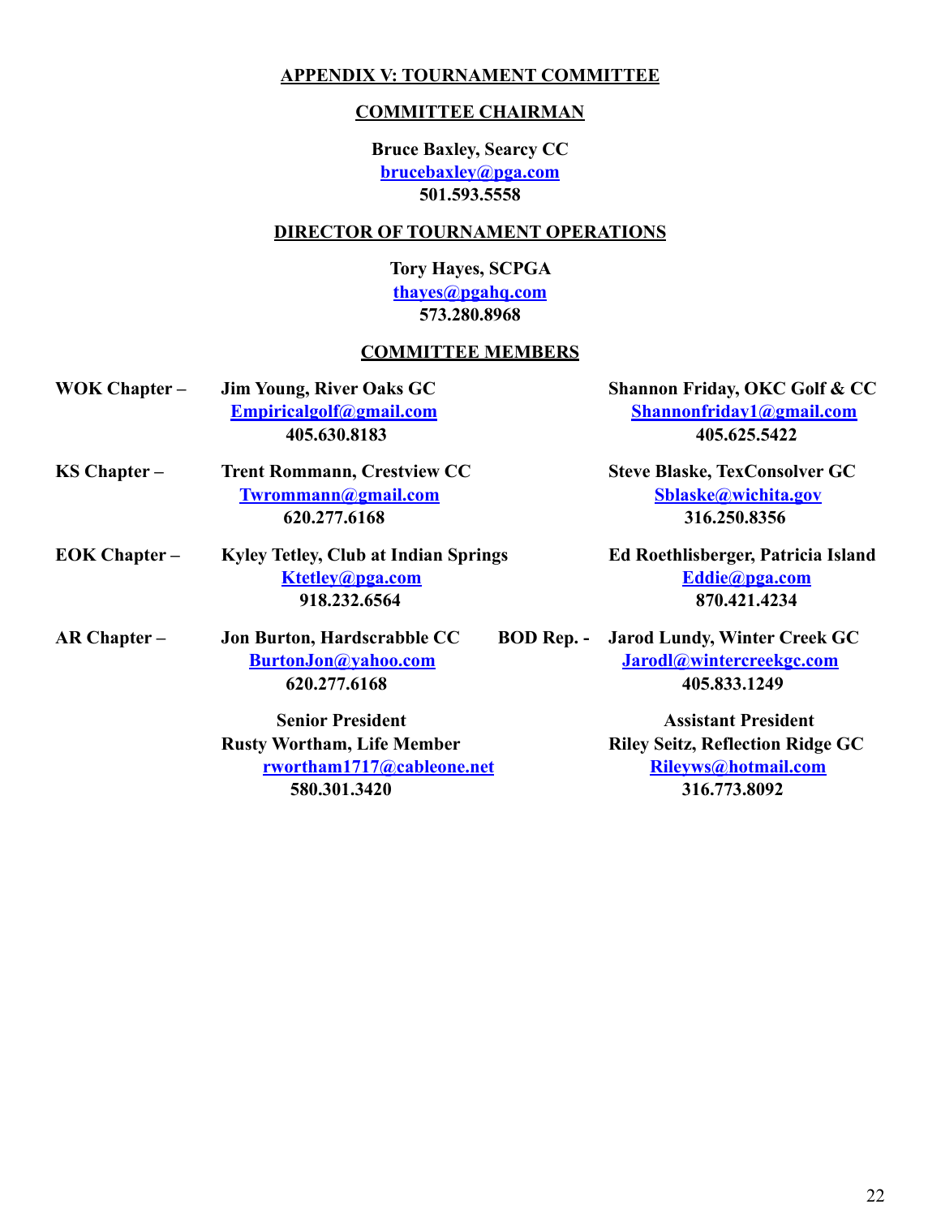## APPENDIX V: TOURNAMENT COMMITTEE

### COMMITTEE CHAIRMAN

**Bruce Baxley, Searcy CC**
**brucebaxley@pga.com**
**501.593.5558**

### DIRECTOR OF TOURNAMENT OPERATIONS

**Tory Hayes, SCPGA**
**thayes@pgahq.com**
**573.280.8968**

### COMMITTEE MEMBERS

| | | | |
|---|---|---|---|
| **WOK Chapter –** | **Jim Young, River Oaks GC**<br>**Empiricalgolf@gmail.com**<br>**405.630.8183** | | **Shannon Friday, OKC Golf & CC**<br>**Shannonfriday1@gmail.com**<br>**405.625.5422** |
| **KS Chapter –** | **Trent Rommann, Crestview CC**<br>**Twrommann@gmail.com**<br>**620.277.6168** | | **Steve Blaske, TexConsolver GC**<br>**Sblaske@wichita.gov**<br>**316.250.8356** |
| **EOK Chapter –** | **Kyley Tetley, Club at Indian Springs**<br>**Ktetley@pga.com**<br>**918.232.6564** | | **Ed Roethlisberger, Patricia Island**<br>**Eddie@pga.com**<br>**870.421.4234** |
| **AR Chapter –** | **Jon Burton, Hardscrabble CC**<br>**BurtonJon@yahoo.com**<br>**620.277.6168** | **BOD Rep. -** | **Jarod Lundy, Winter Creek GC**<br>**Jarodl@wintercreekgc.com**<br>**405.833.1249** |
| | **Senior President**<br>**Rusty Wortham, Life Member**<br>**rwortham1717@cableone.net**<br>**580.301.3420** | | **Assistant President**<br>**Riley Seitz, Reflection Ridge GC**<br>**Rileyws@hotmail.com**<br>**316.773.8092** |